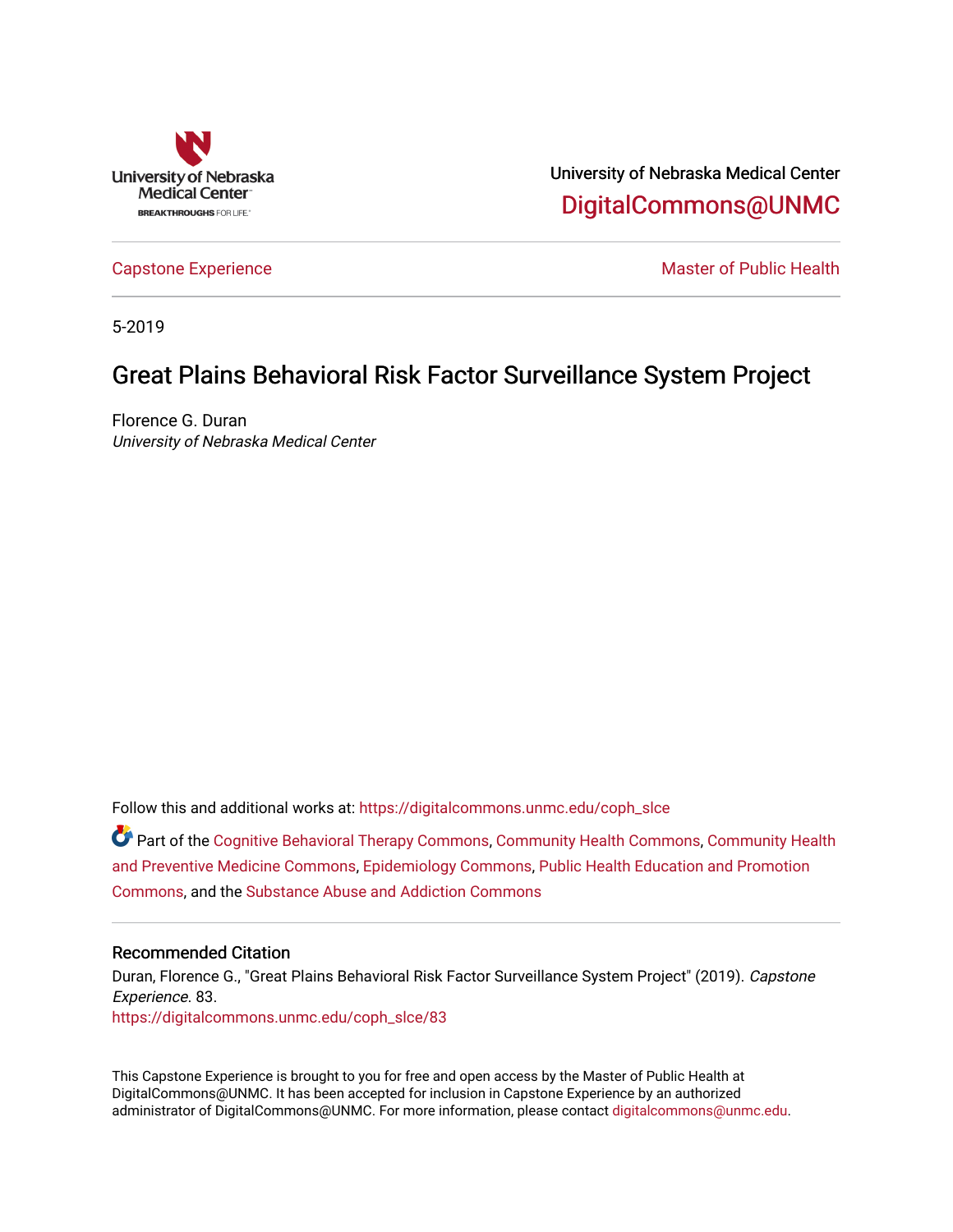University of Nebraska Medical Center

BREAKTHROUGHS FOR LIFE.

University of Nebraska Medical Center

DigitalCommons@UNMC

Capstone Experience

Master of Public Health

5-2019

# Great Plains Behavioral Risk Factor Surveillance System Project

Florence G. Duran

*University of Nebraska Medical Center*

Follow this and additional works at: https://digitalcommons.unmc.edu/coph_slce

Part of the Cognitive Behavioral Therapy Commons, Community Health Commons, Community Health and Preventive Medicine Commons, Epidemiology Commons, Public Health Education and Promotion Commons, and the Substance Abuse and Addiction Commons

## Recommended Citation

Duran, Florence G., "Great Plains Behavioral Risk Factor Surveillance System Project" (2019). *Capstone Experience*. 83.

https://digitalcommons.unmc.edu/coph_slce/83

This Capstone Experience is brought to you for free and open access by the Master of Public Health at DigitalCommons@UNMC. It has been accepted for inclusion in Capstone Experience by an authorized administrator of DigitalCommons@UNMC. For more information, please contact digitalcommons@unmc.edu.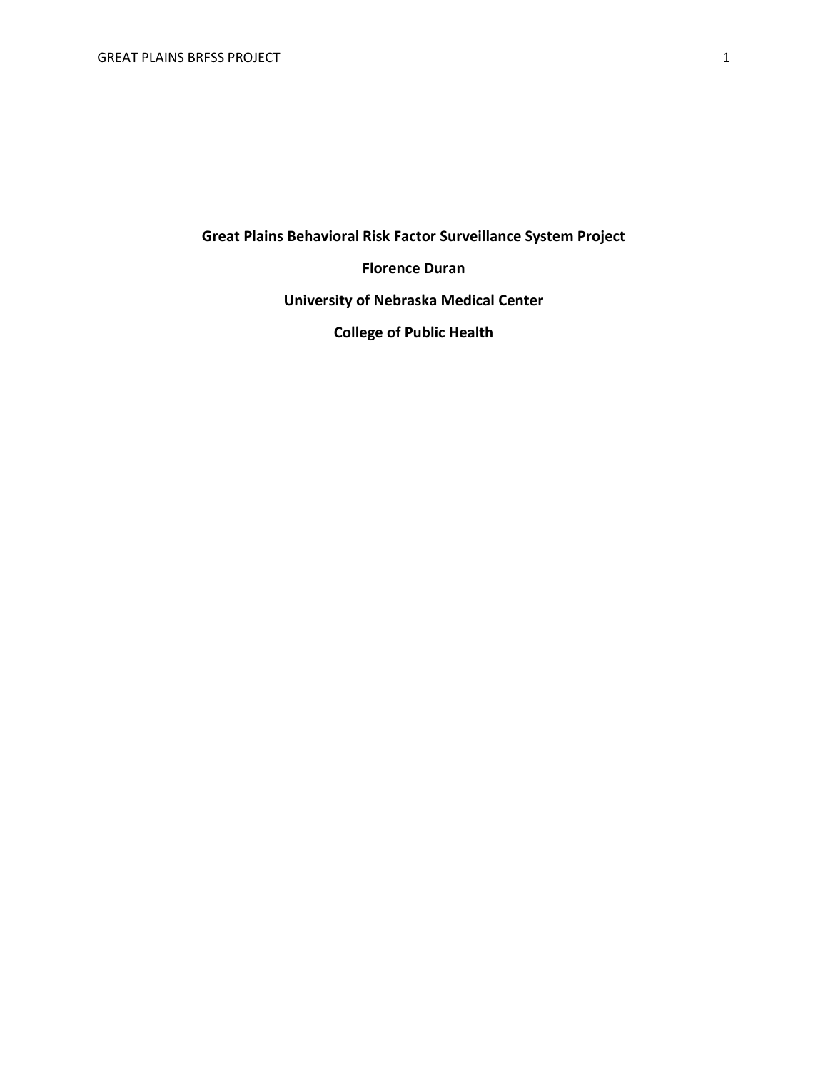**Great Plains Behavioral Risk Factor Surveillance System Project**

**Florence Duran**

**University of Nebraska Medical Center**

**College of Public Health**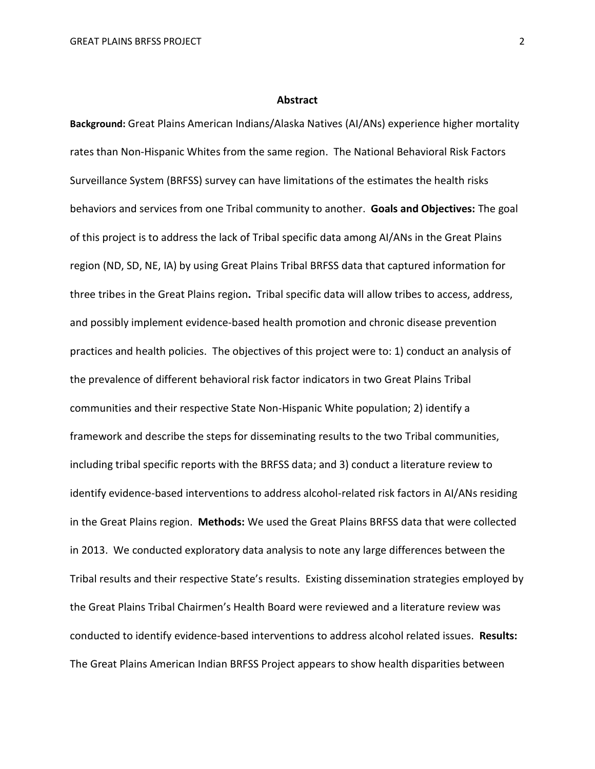## Abstract

**Background:** Great Plains American Indians/Alaska Natives (AI/ANs) experience higher mortality rates than Non-Hispanic Whites from the same region. The National Behavioral Risk Factors Surveillance System (BRFSS) survey can have limitations of the estimates the health risks behaviors and services from one Tribal community to another. **Goals and Objectives:** The goal of this project is to address the lack of Tribal specific data among AI/ANs in the Great Plains region (ND, SD, NE, IA) by using Great Plains Tribal BRFSS data that captured information for three tribes in the Great Plains region**.** Tribal specific data will allow tribes to access, address, and possibly implement evidence-based health promotion and chronic disease prevention practices and health policies. The objectives of this project were to: 1) conduct an analysis of the prevalence of different behavioral risk factor indicators in two Great Plains Tribal communities and their respective State Non-Hispanic White population; 2) identify a framework and describe the steps for disseminating results to the two Tribal communities, including tribal specific reports with the BRFSS data; and 3) conduct a literature review to identify evidence-based interventions to address alcohol-related risk factors in AI/ANs residing in the Great Plains region. **Methods:** We used the Great Plains BRFSS data that were collected in 2013. We conducted exploratory data analysis to note any large differences between the Tribal results and their respective State's results. Existing dissemination strategies employed by the Great Plains Tribal Chairmen's Health Board were reviewed and a literature review was conducted to identify evidence-based interventions to address alcohol related issues. **Results:** The Great Plains American Indian BRFSS Project appears to show health disparities between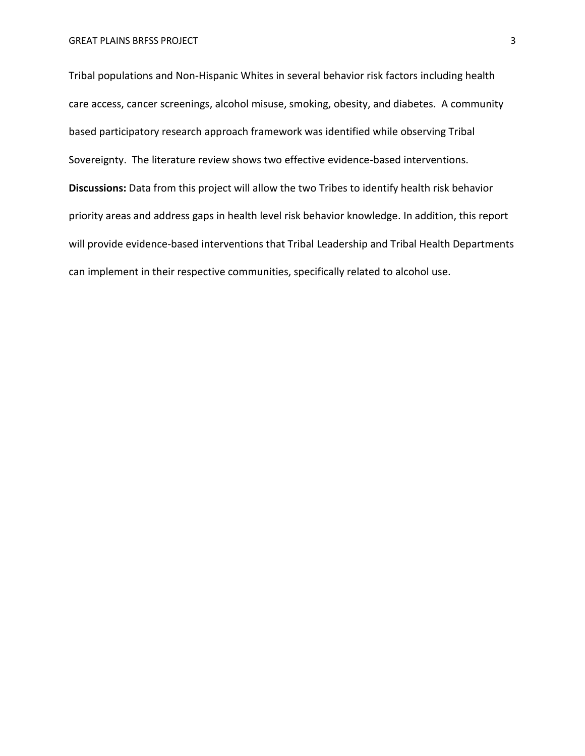Tribal populations and Non-Hispanic Whites in several behavior risk factors including health care access, cancer screenings, alcohol misuse, smoking, obesity, and diabetes. A community based participatory research approach framework was identified while observing Tribal Sovereignty. The literature review shows two effective evidence-based interventions.

**Discussions:** Data from this project will allow the two Tribes to identify health risk behavior priority areas and address gaps in health level risk behavior knowledge. In addition, this report will provide evidence-based interventions that Tribal Leadership and Tribal Health Departments can implement in their respective communities, specifically related to alcohol use.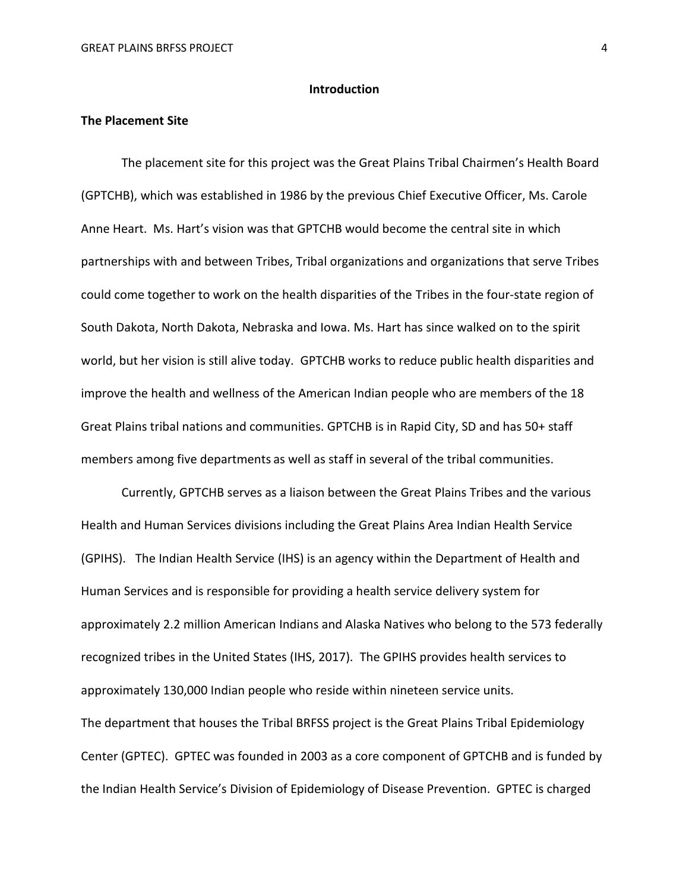## Introduction

### The Placement Site

The placement site for this project was the Great Plains Tribal Chairmen's Health Board (GPTCHB), which was established in 1986 by the previous Chief Executive Officer, Ms. Carole Anne Heart. Ms. Hart's vision was that GPTCHB would become the central site in which partnerships with and between Tribes, Tribal organizations and organizations that serve Tribes could come together to work on the health disparities of the Tribes in the four-state region of South Dakota, North Dakota, Nebraska and Iowa. Ms. Hart has since walked on to the spirit world, but her vision is still alive today. GPTCHB works to reduce public health disparities and improve the health and wellness of the American Indian people who are members of the 18 Great Plains tribal nations and communities. GPTCHB is in Rapid City, SD and has 50+ staff members among five departments as well as staff in several of the tribal communities.

Currently, GPTCHB serves as a liaison between the Great Plains Tribes and the various Health and Human Services divisions including the Great Plains Area Indian Health Service (GPIHS). The Indian Health Service (IHS) is an agency within the Department of Health and Human Services and is responsible for providing a health service delivery system for approximately 2.2 million American Indians and Alaska Natives who belong to the 573 federally recognized tribes in the United States (IHS, 2017). The GPIHS provides health services to approximately 130,000 Indian people who reside within nineteen service units.

The department that houses the Tribal BRFSS project is the Great Plains Tribal Epidemiology Center (GPTEC). GPTEC was founded in 2003 as a core component of GPTCHB and is funded by the Indian Health Service's Division of Epidemiology of Disease Prevention. GPTEC is charged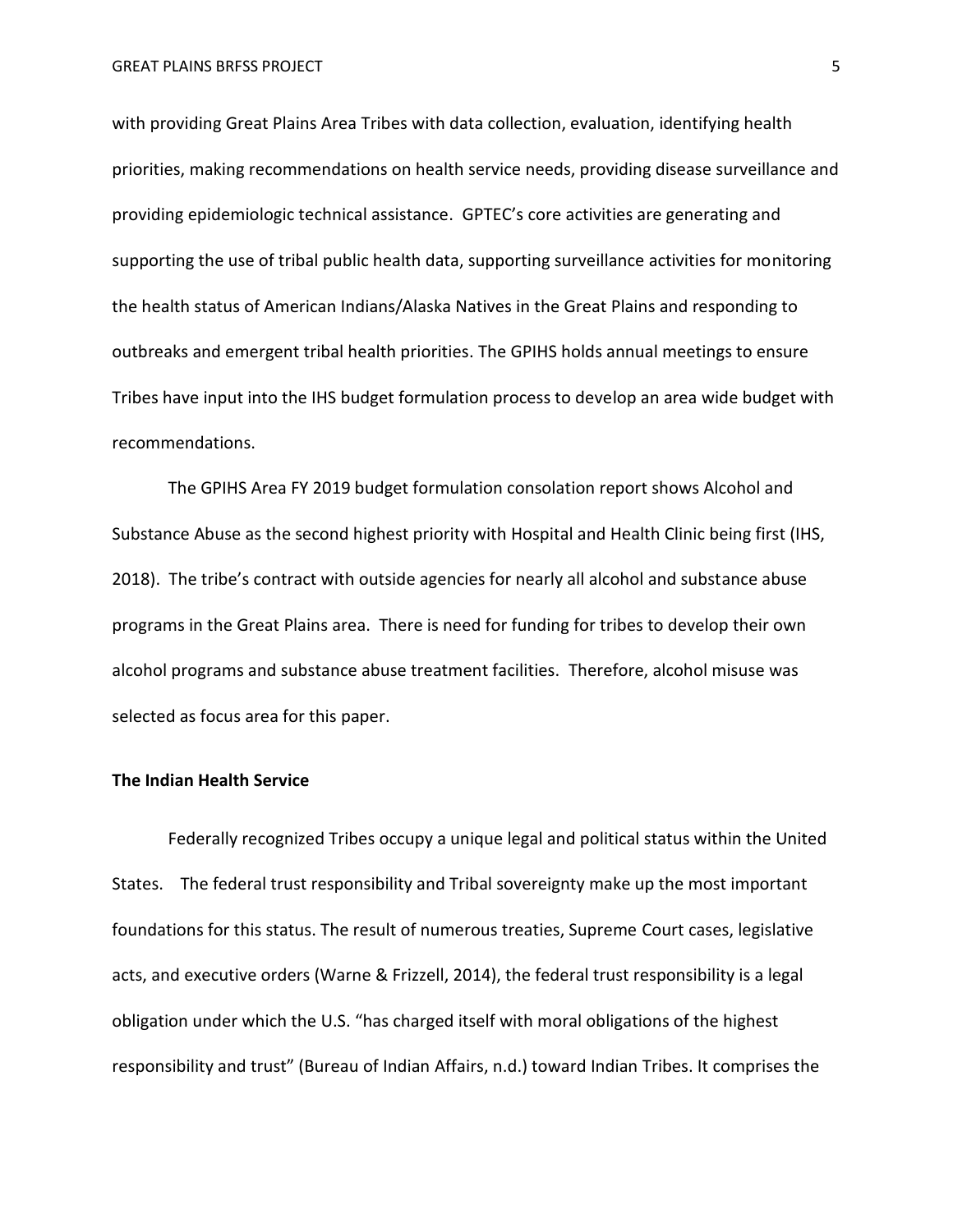with providing Great Plains Area Tribes with data collection, evaluation, identifying health priorities, making recommendations on health service needs, providing disease surveillance and providing epidemiologic technical assistance. GPTEC's core activities are generating and supporting the use of tribal public health data, supporting surveillance activities for monitoring the health status of American Indians/Alaska Natives in the Great Plains and responding to outbreaks and emergent tribal health priorities. The GPIHS holds annual meetings to ensure Tribes have input into the IHS budget formulation process to develop an area wide budget with recommendations.

The GPIHS Area FY 2019 budget formulation consolation report shows Alcohol and Substance Abuse as the second highest priority with Hospital and Health Clinic being first (IHS, 2018). The tribe's contract with outside agencies for nearly all alcohol and substance abuse programs in the Great Plains area. There is need for funding for tribes to develop their own alcohol programs and substance abuse treatment facilities. Therefore, alcohol misuse was selected as focus area for this paper.

**The Indian Health Service**

Federally recognized Tribes occupy a unique legal and political status within the United States. The federal trust responsibility and Tribal sovereignty make up the most important foundations for this status. The result of numerous treaties, Supreme Court cases, legislative acts, and executive orders (Warne & Frizzell, 2014), the federal trust responsibility is a legal obligation under which the U.S. "has charged itself with moral obligations of the highest responsibility and trust" (Bureau of Indian Affairs, n.d.) toward Indian Tribes. It comprises the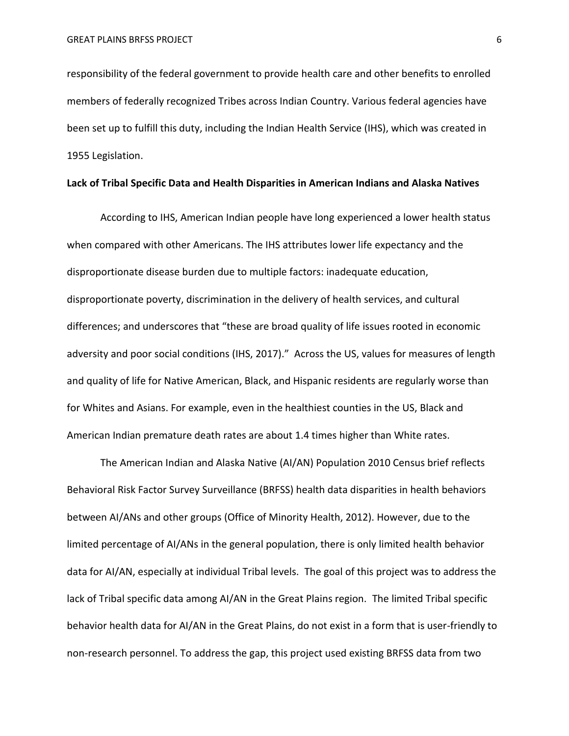responsibility of the federal government to provide health care and other benefits to enrolled members of federally recognized Tribes across Indian Country. Various federal agencies have been set up to fulfill this duty, including the Indian Health Service (IHS), which was created in 1955 Legislation.

**Lack of Tribal Specific Data and Health Disparities in American Indians and Alaska Natives**

According to IHS, American Indian people have long experienced a lower health status when compared with other Americans. The IHS attributes lower life expectancy and the disproportionate disease burden due to multiple factors: inadequate education, disproportionate poverty, discrimination in the delivery of health services, and cultural differences; and underscores that "these are broad quality of life issues rooted in economic adversity and poor social conditions (IHS, 2017)." Across the US, values for measures of length and quality of life for Native American, Black, and Hispanic residents are regularly worse than for Whites and Asians. For example, even in the healthiest counties in the US, Black and American Indian premature death rates are about 1.4 times higher than White rates.

The American Indian and Alaska Native (AI/AN) Population 2010 Census brief reflects Behavioral Risk Factor Survey Surveillance (BRFSS) health data disparities in health behaviors between AI/ANs and other groups (Office of Minority Health, 2012). However, due to the limited percentage of AI/ANs in the general population, there is only limited health behavior data for AI/AN, especially at individual Tribal levels. The goal of this project was to address the lack of Tribal specific data among AI/AN in the Great Plains region. The limited Tribal specific behavior health data for AI/AN in the Great Plains, do not exist in a form that is user-friendly to non-research personnel. To address the gap, this project used existing BRFSS data from two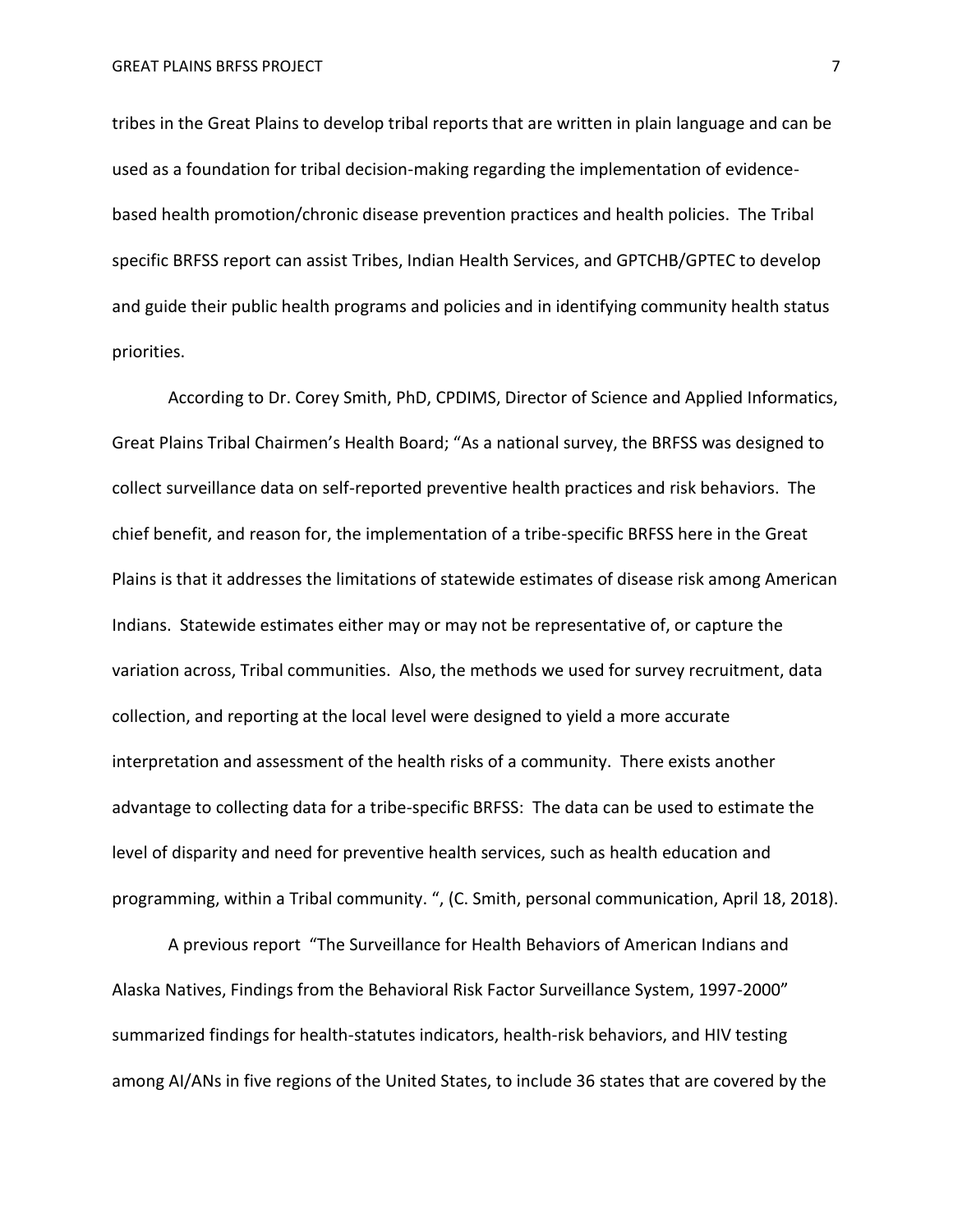tribes in the Great Plains to develop tribal reports that are written in plain language and can be used as a foundation for tribal decision-making regarding the implementation of evidence-based health promotion/chronic disease prevention practices and health policies. The Tribal specific BRFSS report can assist Tribes, Indian Health Services, and GPTCHB/GPTEC to develop and guide their public health programs and policies and in identifying community health status priorities.

According to Dr. Corey Smith, PhD, CPDIMS, Director of Science and Applied Informatics, Great Plains Tribal Chairmen's Health Board; "As a national survey, the BRFSS was designed to collect surveillance data on self-reported preventive health practices and risk behaviors. The chief benefit, and reason for, the implementation of a tribe-specific BRFSS here in the Great Plains is that it addresses the limitations of statewide estimates of disease risk among American Indians. Statewide estimates either may or may not be representative of, or capture the variation across, Tribal communities. Also, the methods we used for survey recruitment, data collection, and reporting at the local level were designed to yield a more accurate interpretation and assessment of the health risks of a community. There exists another advantage to collecting data for a tribe-specific BRFSS: The data can be used to estimate the level of disparity and need for preventive health services, such as health education and programming, within a Tribal community. ", (C. Smith, personal communication, April 18, 2018).

A previous report "The Surveillance for Health Behaviors of American Indians and Alaska Natives, Findings from the Behavioral Risk Factor Surveillance System, 1997-2000" summarized findings for health-statutes indicators, health-risk behaviors, and HIV testing among AI/ANs in five regions of the United States, to include 36 states that are covered by the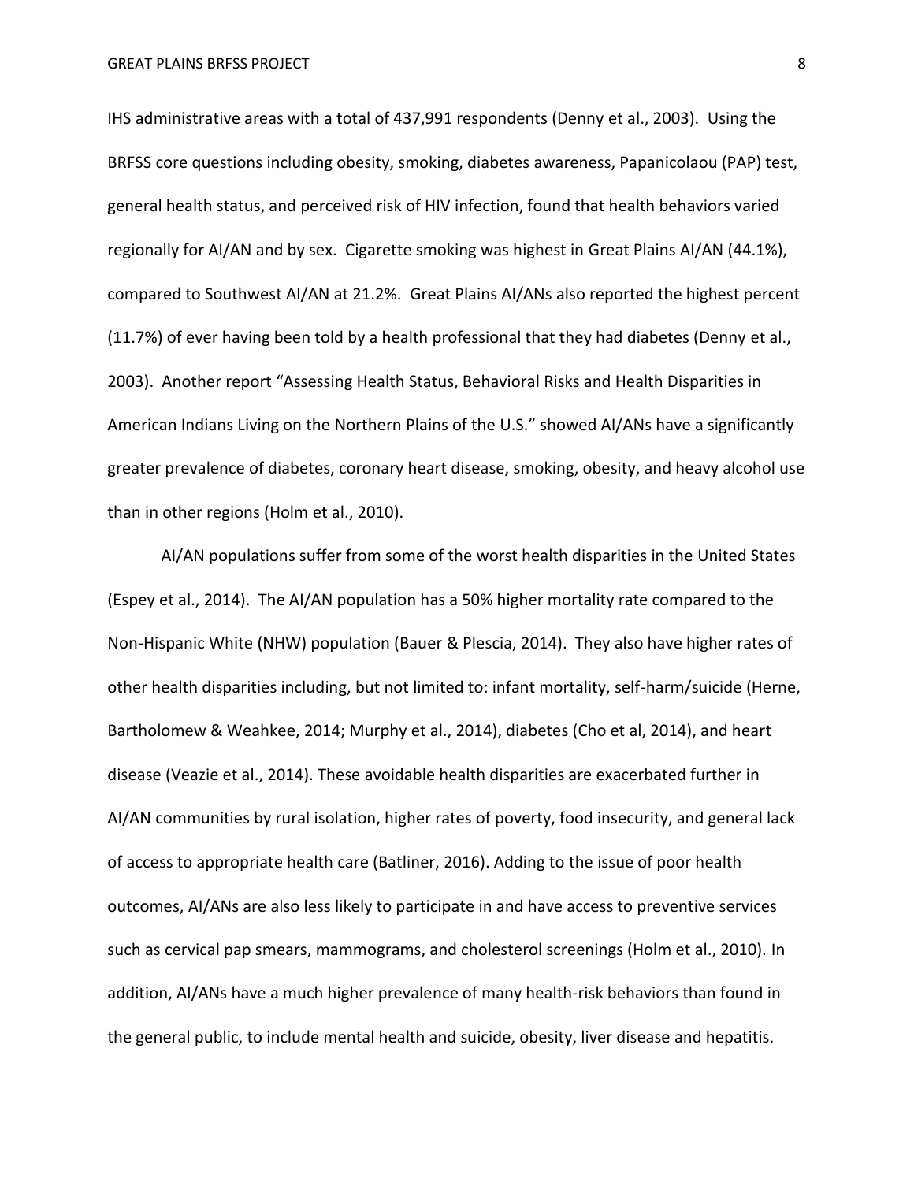IHS administrative areas with a total of 437,991 respondents (Denny et al., 2003). Using the BRFSS core questions including obesity, smoking, diabetes awareness, Papanicolaou (PAP) test, general health status, and perceived risk of HIV infection, found that health behaviors varied regionally for AI/AN and by sex. Cigarette smoking was highest in Great Plains AI/AN (44.1%), compared to Southwest AI/AN at 21.2%. Great Plains AI/ANs also reported the highest percent (11.7%) of ever having been told by a health professional that they had diabetes (Denny et al., 2003). Another report "Assessing Health Status, Behavioral Risks and Health Disparities in American Indians Living on the Northern Plains of the U.S." showed AI/ANs have a significantly greater prevalence of diabetes, coronary heart disease, smoking, obesity, and heavy alcohol use than in other regions (Holm et al., 2010).

AI/AN populations suffer from some of the worst health disparities in the United States (Espey et al., 2014). The AI/AN population has a 50% higher mortality rate compared to the Non-Hispanic White (NHW) population (Bauer & Plescia, 2014). They also have higher rates of other health disparities including, but not limited to: infant mortality, self-harm/suicide (Herne, Bartholomew & Weahkee, 2014; Murphy et al., 2014), diabetes (Cho et al, 2014), and heart disease (Veazie et al., 2014). These avoidable health disparities are exacerbated further in AI/AN communities by rural isolation, higher rates of poverty, food insecurity, and general lack of access to appropriate health care (Batliner, 2016). Adding to the issue of poor health outcomes, AI/ANs are also less likely to participate in and have access to preventive services such as cervical pap smears, mammograms, and cholesterol screenings (Holm et al., 2010). In addition, AI/ANs have a much higher prevalence of many health-risk behaviors than found in the general public, to include mental health and suicide, obesity, liver disease and hepatitis.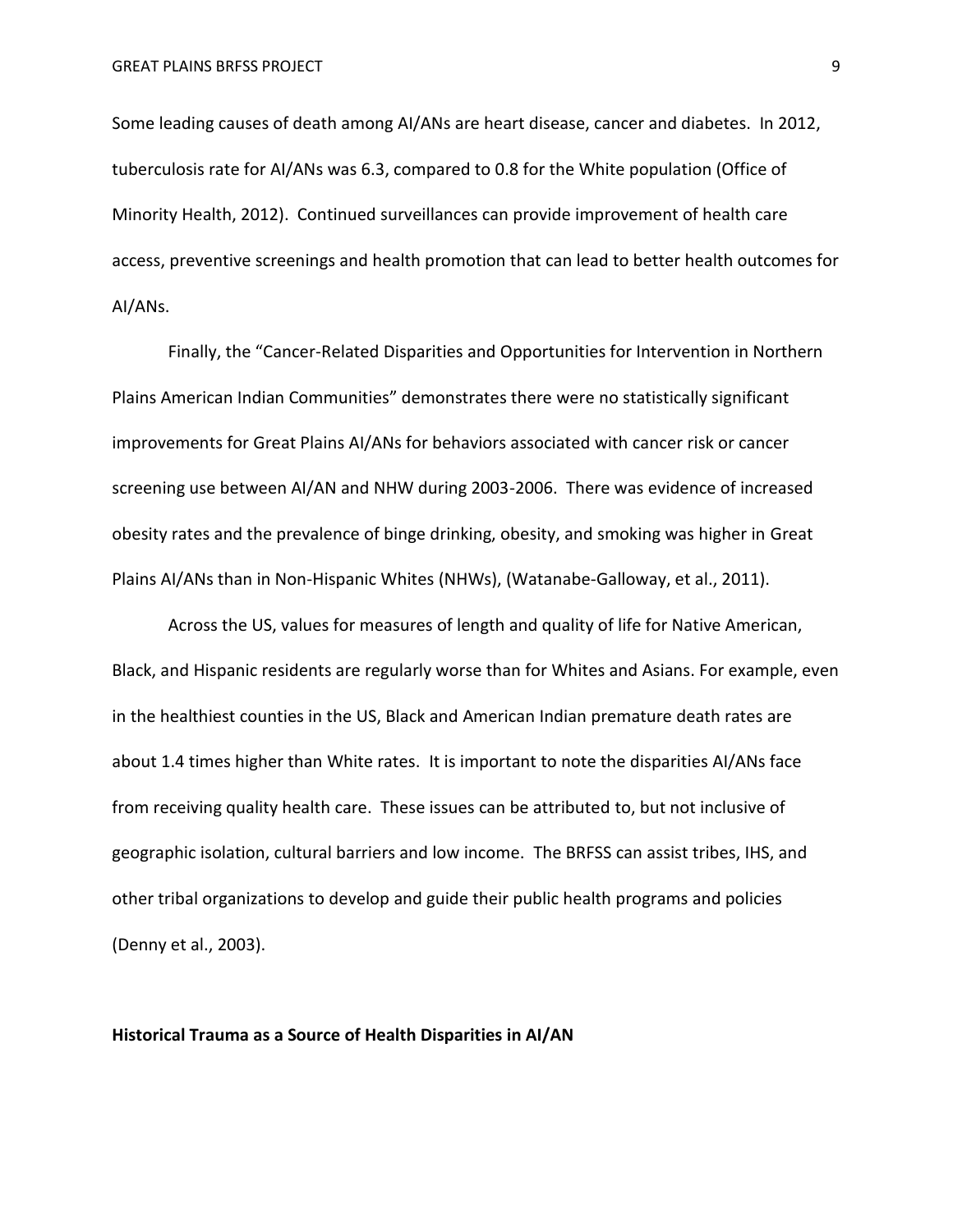Some leading causes of death among AI/ANs are heart disease, cancer and diabetes. In 2012, tuberculosis rate for AI/ANs was 6.3, compared to 0.8 for the White population (Office of Minority Health, 2012). Continued surveillances can provide improvement of health care access, preventive screenings and health promotion that can lead to better health outcomes for AI/ANs.

Finally, the "Cancer-Related Disparities and Opportunities for Intervention in Northern Plains American Indian Communities" demonstrates there were no statistically significant improvements for Great Plains AI/ANs for behaviors associated with cancer risk or cancer screening use between AI/AN and NHW during 2003-2006. There was evidence of increased obesity rates and the prevalence of binge drinking, obesity, and smoking was higher in Great Plains AI/ANs than in Non-Hispanic Whites (NHWs), (Watanabe-Galloway, et al., 2011).

Across the US, values for measures of length and quality of life for Native American, Black, and Hispanic residents are regularly worse than for Whites and Asians. For example, even in the healthiest counties in the US, Black and American Indian premature death rates are about 1.4 times higher than White rates. It is important to note the disparities AI/ANs face from receiving quality health care. These issues can be attributed to, but not inclusive of geographic isolation, cultural barriers and low income. The BRFSS can assist tribes, IHS, and other tribal organizations to develop and guide their public health programs and policies (Denny et al., 2003).

**Historical Trauma as a Source of Health Disparities in AI/AN**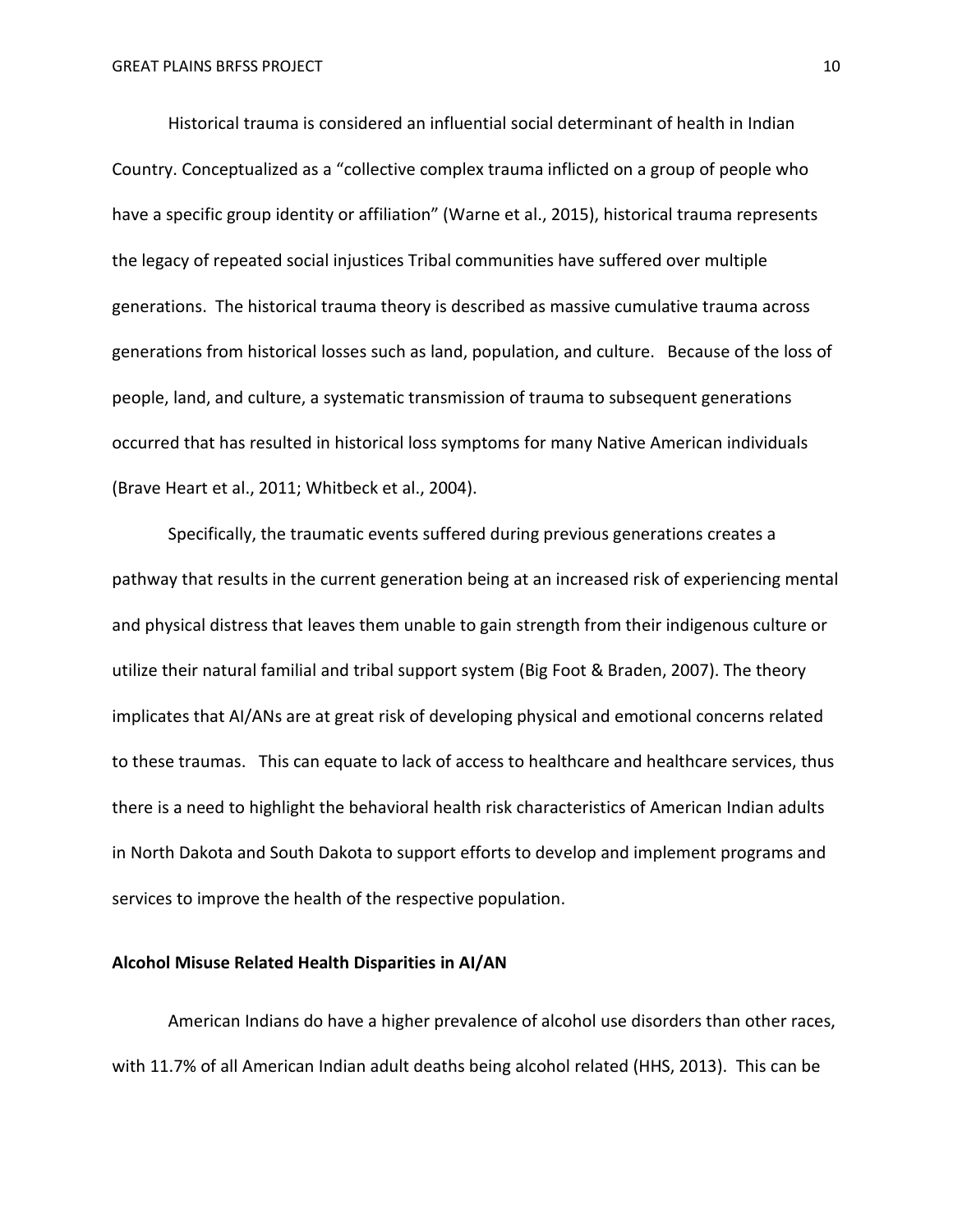Historical trauma is considered an influential social determinant of health in Indian Country. Conceptualized as a "collective complex trauma inflicted on a group of people who have a specific group identity or affiliation" (Warne et al., 2015), historical trauma represents the legacy of repeated social injustices Tribal communities have suffered over multiple generations. The historical trauma theory is described as massive cumulative trauma across generations from historical losses such as land, population, and culture. Because of the loss of people, land, and culture, a systematic transmission of trauma to subsequent generations occurred that has resulted in historical loss symptoms for many Native American individuals (Brave Heart et al., 2011; Whitbeck et al., 2004).

Specifically, the traumatic events suffered during previous generations creates a pathway that results in the current generation being at an increased risk of experiencing mental and physical distress that leaves them unable to gain strength from their indigenous culture or utilize their natural familial and tribal support system (Big Foot & Braden, 2007). The theory implicates that AI/ANs are at great risk of developing physical and emotional concerns related to these traumas. This can equate to lack of access to healthcare and healthcare services, thus there is a need to highlight the behavioral health risk characteristics of American Indian adults in North Dakota and South Dakota to support efforts to develop and implement programs and services to improve the health of the respective population.

**Alcohol Misuse Related Health Disparities in AI/AN**

American Indians do have a higher prevalence of alcohol use disorders than other races, with 11.7% of all American Indian adult deaths being alcohol related (HHS, 2013). This can be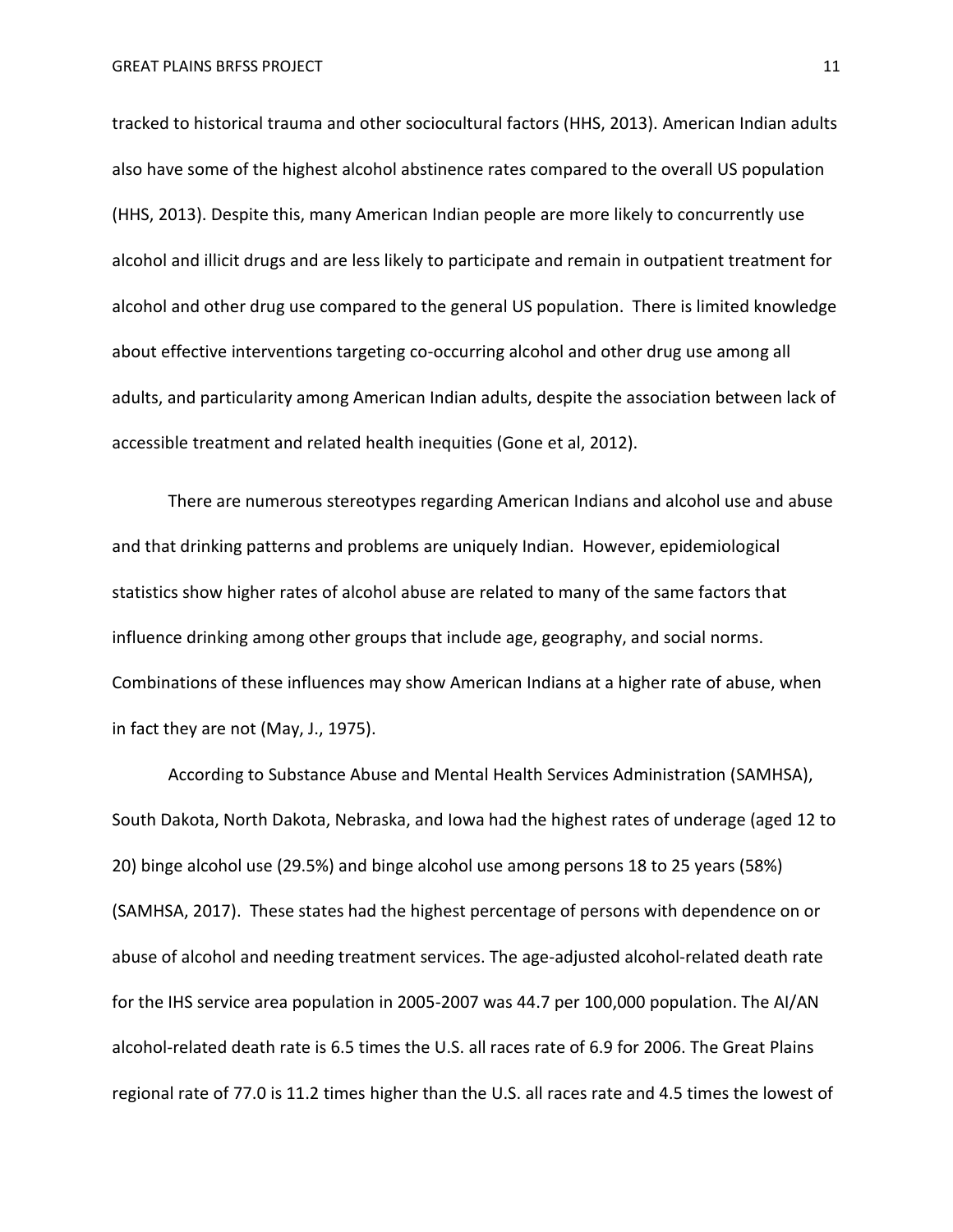tracked to historical trauma and other sociocultural factors (HHS, 2013). American Indian adults also have some of the highest alcohol abstinence rates compared to the overall US population (HHS, 2013). Despite this, many American Indian people are more likely to concurrently use alcohol and illicit drugs and are less likely to participate and remain in outpatient treatment for alcohol and other drug use compared to the general US population. There is limited knowledge about effective interventions targeting co-occurring alcohol and other drug use among all adults, and particularity among American Indian adults, despite the association between lack of accessible treatment and related health inequities (Gone et al, 2012).

There are numerous stereotypes regarding American Indians and alcohol use and abuse and that drinking patterns and problems are uniquely Indian. However, epidemiological statistics show higher rates of alcohol abuse are related to many of the same factors that influence drinking among other groups that include age, geography, and social norms. Combinations of these influences may show American Indians at a higher rate of abuse, when in fact they are not (May, J., 1975).

According to Substance Abuse and Mental Health Services Administration (SAMHSA), South Dakota, North Dakota, Nebraska, and Iowa had the highest rates of underage (aged 12 to 20) binge alcohol use (29.5%) and binge alcohol use among persons 18 to 25 years (58%) (SAMHSA, 2017). These states had the highest percentage of persons with dependence on or abuse of alcohol and needing treatment services. The age-adjusted alcohol-related death rate for the IHS service area population in 2005-2007 was 44.7 per 100,000 population. The AI/AN alcohol-related death rate is 6.5 times the U.S. all races rate of 6.9 for 2006. The Great Plains regional rate of 77.0 is 11.2 times higher than the U.S. all races rate and 4.5 times the lowest of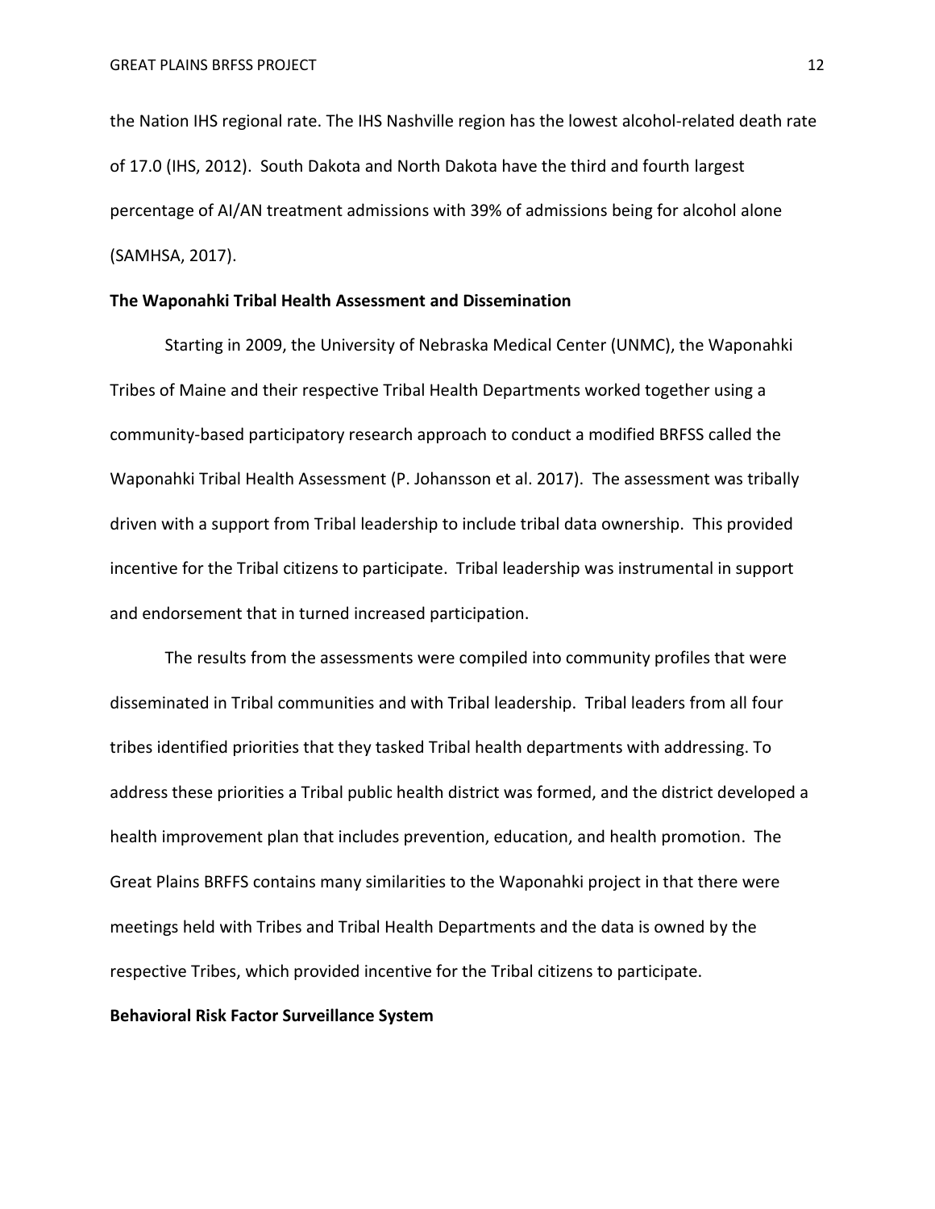the Nation IHS regional rate. The IHS Nashville region has the lowest alcohol-related death rate of 17.0 (IHS, 2012). South Dakota and North Dakota have the third and fourth largest percentage of AI/AN treatment admissions with 39% of admissions being for alcohol alone (SAMHSA, 2017).

**The Waponahki Tribal Health Assessment and Dissemination**

Starting in 2009, the University of Nebraska Medical Center (UNMC), the Waponahki Tribes of Maine and their respective Tribal Health Departments worked together using a community-based participatory research approach to conduct a modified BRFSS called the Waponahki Tribal Health Assessment (P. Johansson et al. 2017). The assessment was tribally driven with a support from Tribal leadership to include tribal data ownership. This provided incentive for the Tribal citizens to participate. Tribal leadership was instrumental in support and endorsement that in turned increased participation.

The results from the assessments were compiled into community profiles that were disseminated in Tribal communities and with Tribal leadership. Tribal leaders from all four tribes identified priorities that they tasked Tribal health departments with addressing. To address these priorities a Tribal public health district was formed, and the district developed a health improvement plan that includes prevention, education, and health promotion. The Great Plains BRFFS contains many similarities to the Waponahki project in that there were meetings held with Tribes and Tribal Health Departments and the data is owned by the respective Tribes, which provided incentive for the Tribal citizens to participate.

**Behavioral Risk Factor Surveillance System**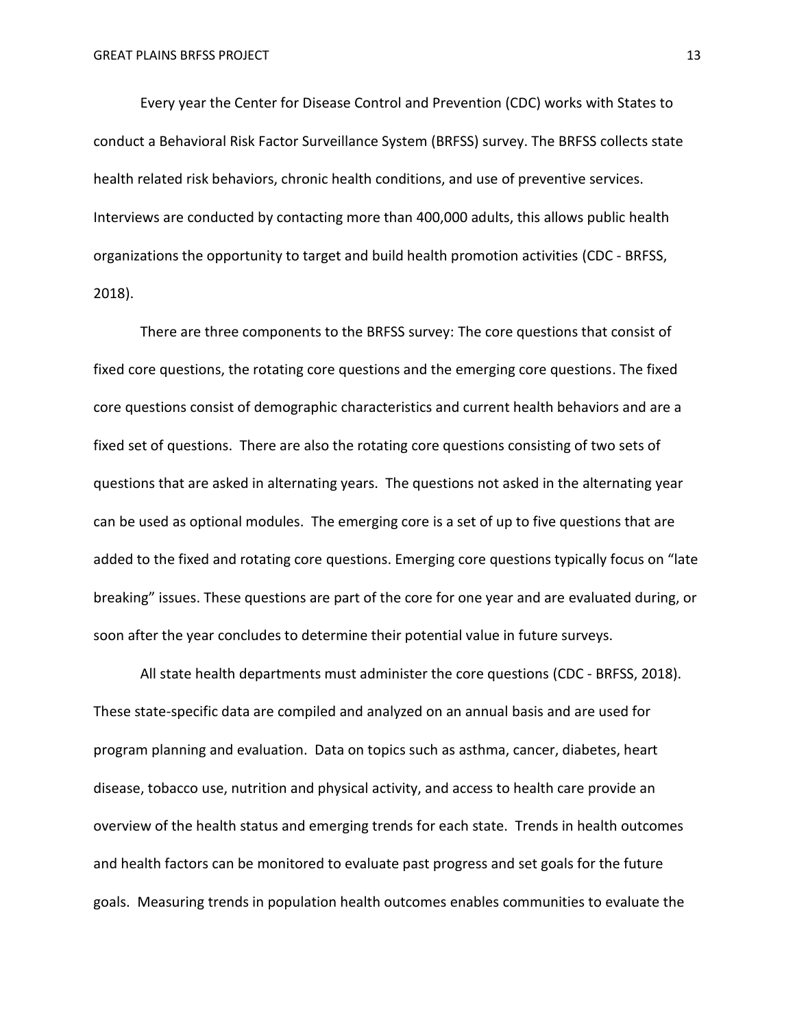Every year the Center for Disease Control and Prevention (CDC) works with States to conduct a Behavioral Risk Factor Surveillance System (BRFSS) survey. The BRFSS collects state health related risk behaviors, chronic health conditions, and use of preventive services. Interviews are conducted by contacting more than 400,000 adults, this allows public health organizations the opportunity to target and build health promotion activities (CDC - BRFSS, 2018).

There are three components to the BRFSS survey: The core questions that consist of fixed core questions, the rotating core questions and the emerging core questions. The fixed core questions consist of demographic characteristics and current health behaviors and are a fixed set of questions. There are also the rotating core questions consisting of two sets of questions that are asked in alternating years. The questions not asked in the alternating year can be used as optional modules. The emerging core is a set of up to five questions that are added to the fixed and rotating core questions. Emerging core questions typically focus on “late breaking” issues. These questions are part of the core for one year and are evaluated during, or soon after the year concludes to determine their potential value in future surveys.

All state health departments must administer the core questions (CDC - BRFSS, 2018). These state-specific data are compiled and analyzed on an annual basis and are used for program planning and evaluation. Data on topics such as asthma, cancer, diabetes, heart disease, tobacco use, nutrition and physical activity, and access to health care provide an overview of the health status and emerging trends for each state. Trends in health outcomes and health factors can be monitored to evaluate past progress and set goals for the future goals. Measuring trends in population health outcomes enables communities to evaluate the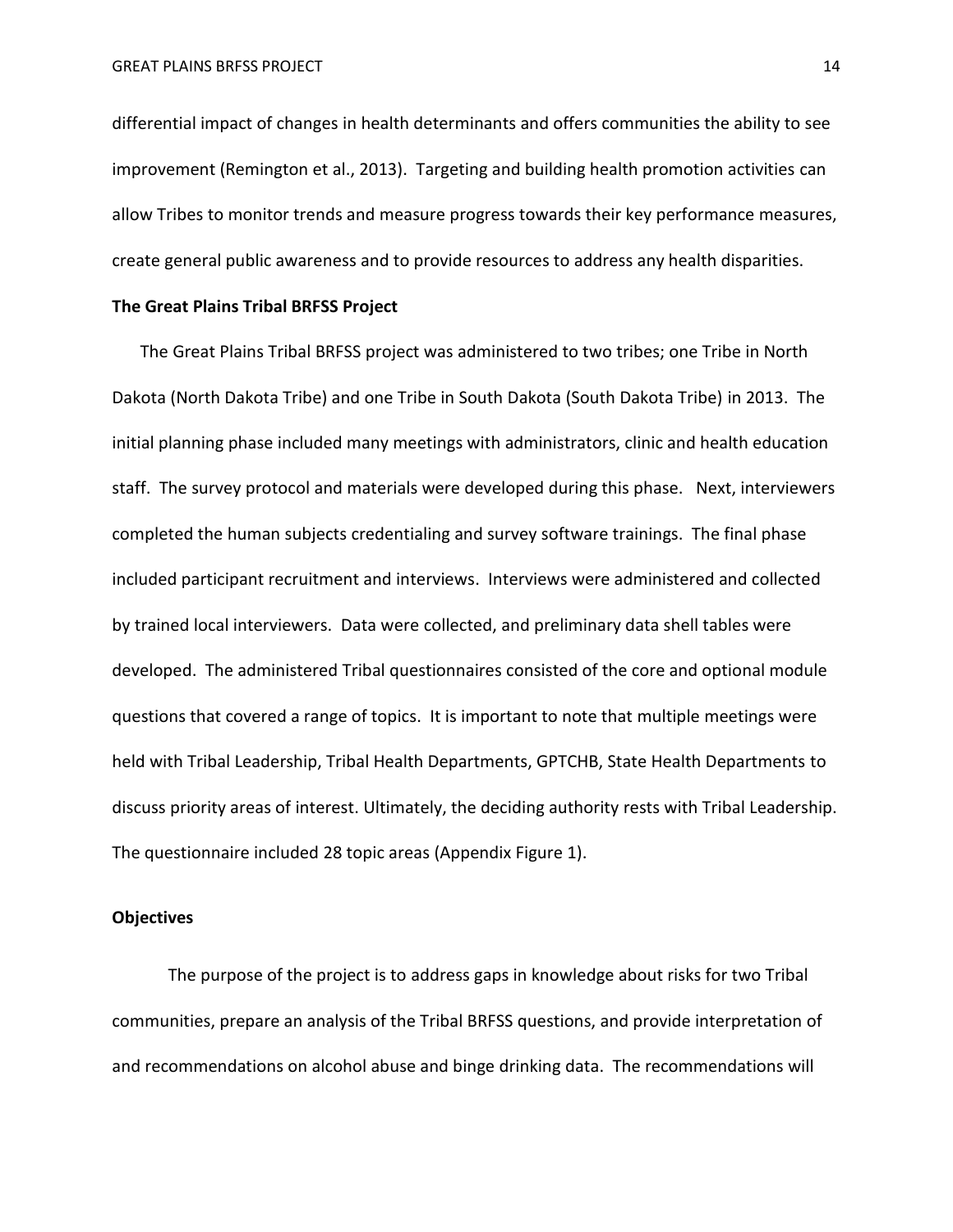differential impact of changes in health determinants and offers communities the ability to see improvement (Remington et al., 2013). Targeting and building health promotion activities can allow Tribes to monitor trends and measure progress towards their key performance measures, create general public awareness and to provide resources to address any health disparities.

**The Great Plains Tribal BRFSS Project**

The Great Plains Tribal BRFSS project was administered to two tribes; one Tribe in North Dakota (North Dakota Tribe) and one Tribe in South Dakota (South Dakota Tribe) in 2013. The initial planning phase included many meetings with administrators, clinic and health education staff. The survey protocol and materials were developed during this phase. Next, interviewers completed the human subjects credentialing and survey software trainings. The final phase included participant recruitment and interviews. Interviews were administered and collected by trained local interviewers. Data were collected, and preliminary data shell tables were developed. The administered Tribal questionnaires consisted of the core and optional module questions that covered a range of topics. It is important to note that multiple meetings were held with Tribal Leadership, Tribal Health Departments, GPTCHB, State Health Departments to discuss priority areas of interest. Ultimately, the deciding authority rests with Tribal Leadership. The questionnaire included 28 topic areas (Appendix Figure 1).

**Objectives**

The purpose of the project is to address gaps in knowledge about risks for two Tribal communities, prepare an analysis of the Tribal BRFSS questions, and provide interpretation of and recommendations on alcohol abuse and binge drinking data. The recommendations will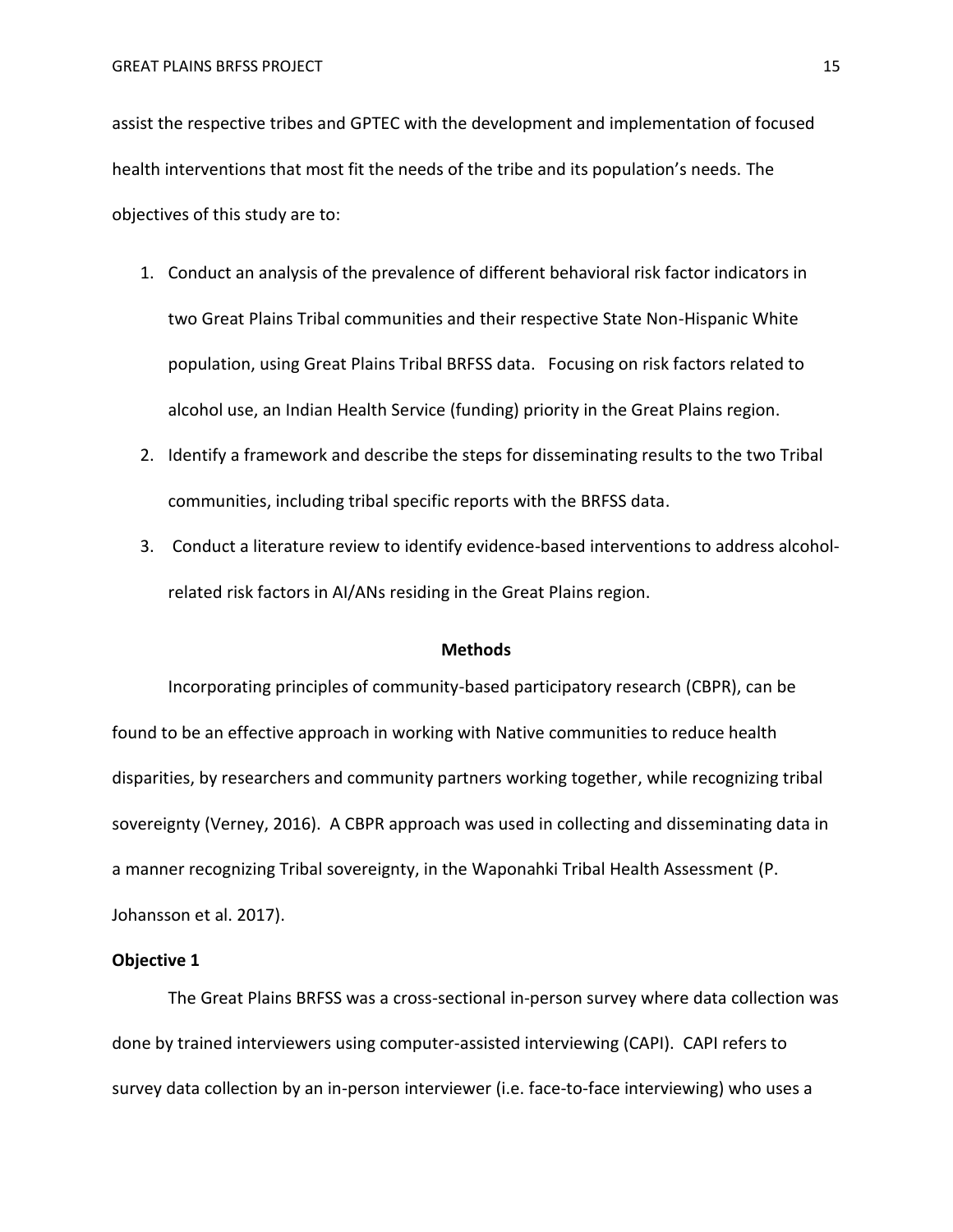assist the respective tribes and GPTEC with the development and implementation of focused health interventions that most fit the needs of the tribe and its population's needs. The objectives of this study are to:

1. Conduct an analysis of the prevalence of different behavioral risk factor indicators in two Great Plains Tribal communities and their respective State Non-Hispanic White population, using Great Plains Tribal BRFSS data. Focusing on risk factors related to alcohol use, an Indian Health Service (funding) priority in the Great Plains region.
2. Identify a framework and describe the steps for disseminating results to the two Tribal communities, including tribal specific reports with the BRFSS data.
3. Conduct a literature review to identify evidence-based interventions to address alcohol-related risk factors in AI/ANs residing in the Great Plains region.

## Methods

Incorporating principles of community-based participatory research (CBPR), can be found to be an effective approach in working with Native communities to reduce health disparities, by researchers and community partners working together, while recognizing tribal sovereignty (Verney, 2016). A CBPR approach was used in collecting and disseminating data in a manner recognizing Tribal sovereignty, in the Waponahki Tribal Health Assessment (P. Johansson et al. 2017).

### Objective 1

The Great Plains BRFSS was a cross-sectional in-person survey where data collection was done by trained interviewers using computer-assisted interviewing (CAPI). CAPI refers to survey data collection by an in-person interviewer (i.e. face-to-face interviewing) who uses a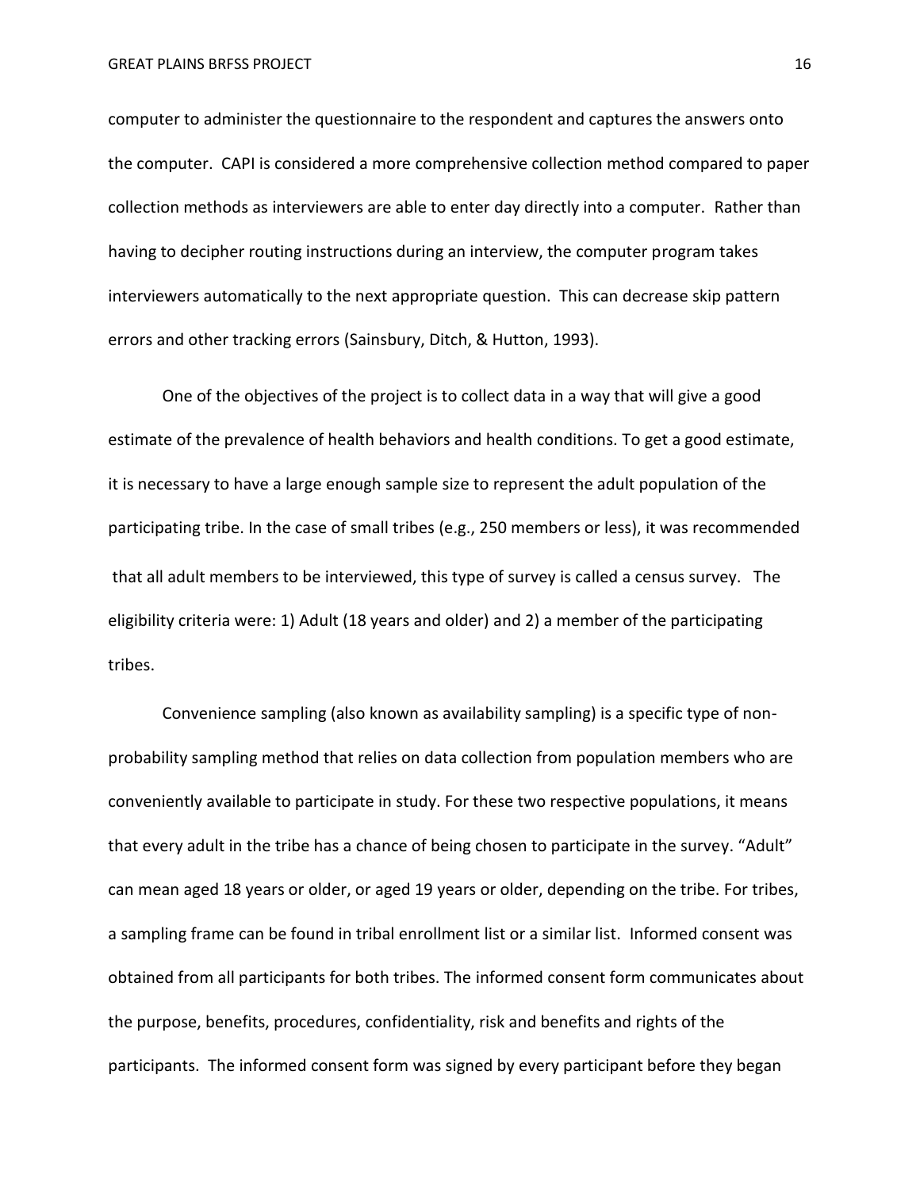computer to administer the questionnaire to the respondent and captures the answers onto the computer. CAPI is considered a more comprehensive collection method compared to paper collection methods as interviewers are able to enter day directly into a computer. Rather than having to decipher routing instructions during an interview, the computer program takes interviewers automatically to the next appropriate question. This can decrease skip pattern errors and other tracking errors (Sainsbury, Ditch, & Hutton, 1993).

One of the objectives of the project is to collect data in a way that will give a good estimate of the prevalence of health behaviors and health conditions. To get a good estimate, it is necessary to have a large enough sample size to represent the adult population of the participating tribe. In the case of small tribes (e.g., 250 members or less), it was recommended that all adult members to be interviewed, this type of survey is called a census survey. The eligibility criteria were: 1) Adult (18 years and older) and 2) a member of the participating tribes.

Convenience sampling (also known as availability sampling) is a specific type of non-probability sampling method that relies on data collection from population members who are conveniently available to participate in study. For these two respective populations, it means that every adult in the tribe has a chance of being chosen to participate in the survey. "Adult" can mean aged 18 years or older, or aged 19 years or older, depending on the tribe. For tribes, a sampling frame can be found in tribal enrollment list or a similar list. Informed consent was obtained from all participants for both tribes. The informed consent form communicates about the purpose, benefits, procedures, confidentiality, risk and benefits and rights of the participants. The informed consent form was signed by every participant before they began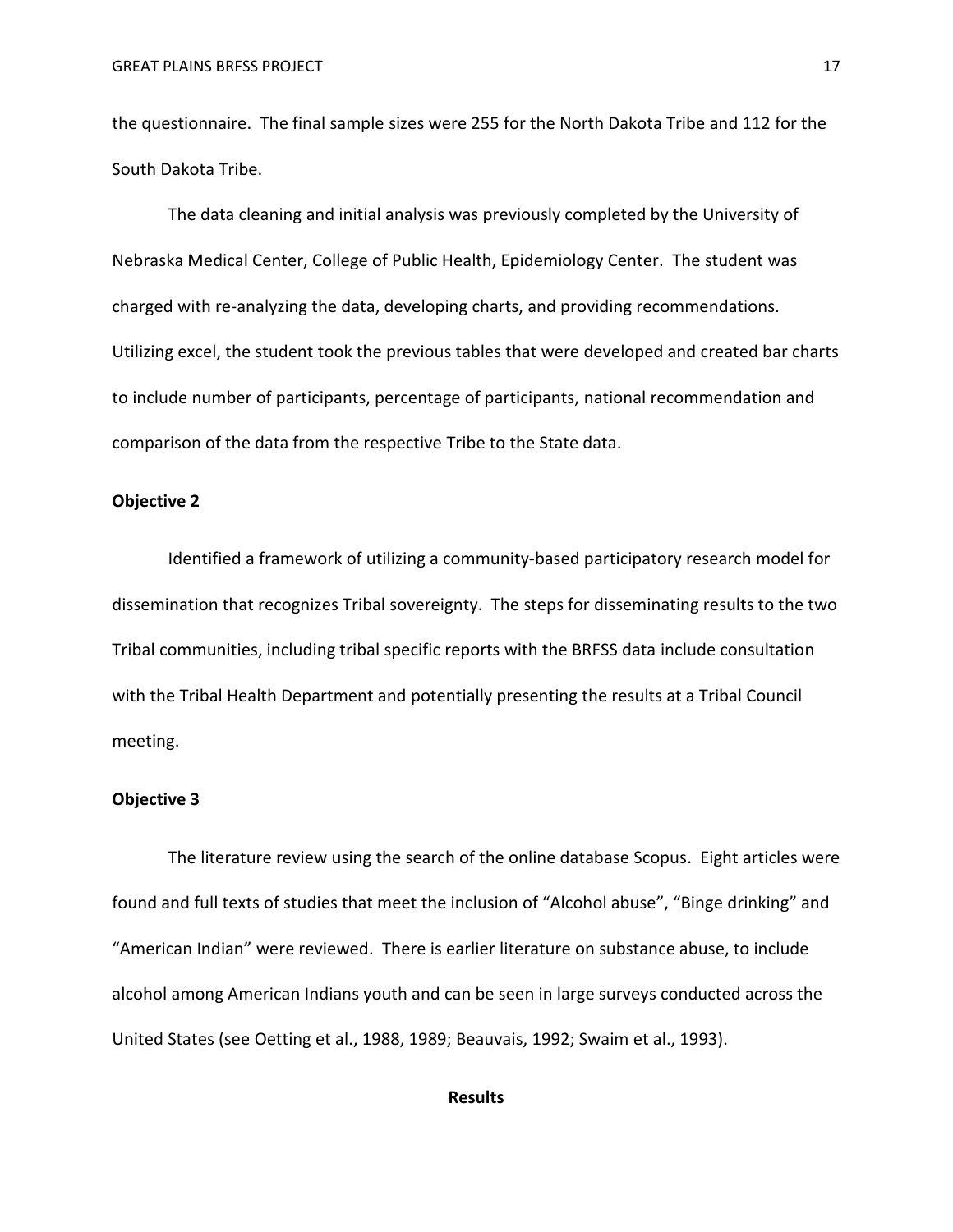the questionnaire. The final sample sizes were 255 for the North Dakota Tribe and 112 for the South Dakota Tribe.

The data cleaning and initial analysis was previously completed by the University of Nebraska Medical Center, College of Public Health, Epidemiology Center. The student was charged with re-analyzing the data, developing charts, and providing recommendations. Utilizing excel, the student took the previous tables that were developed and created bar charts to include number of participants, percentage of participants, national recommendation and comparison of the data from the respective Tribe to the State data.

**Objective 2**

Identified a framework of utilizing a community-based participatory research model for dissemination that recognizes Tribal sovereignty. The steps for disseminating results to the two Tribal communities, including tribal specific reports with the BRFSS data include consultation with the Tribal Health Department and potentially presenting the results at a Tribal Council meeting.

**Objective 3**

The literature review using the search of the online database Scopus. Eight articles were found and full texts of studies that meet the inclusion of "Alcohol abuse", "Binge drinking" and "American Indian" were reviewed. There is earlier literature on substance abuse, to include alcohol among American Indians youth and can be seen in large surveys conducted across the United States (see Oetting et al., 1988, 1989; Beauvais, 1992; Swaim et al., 1993).

## Results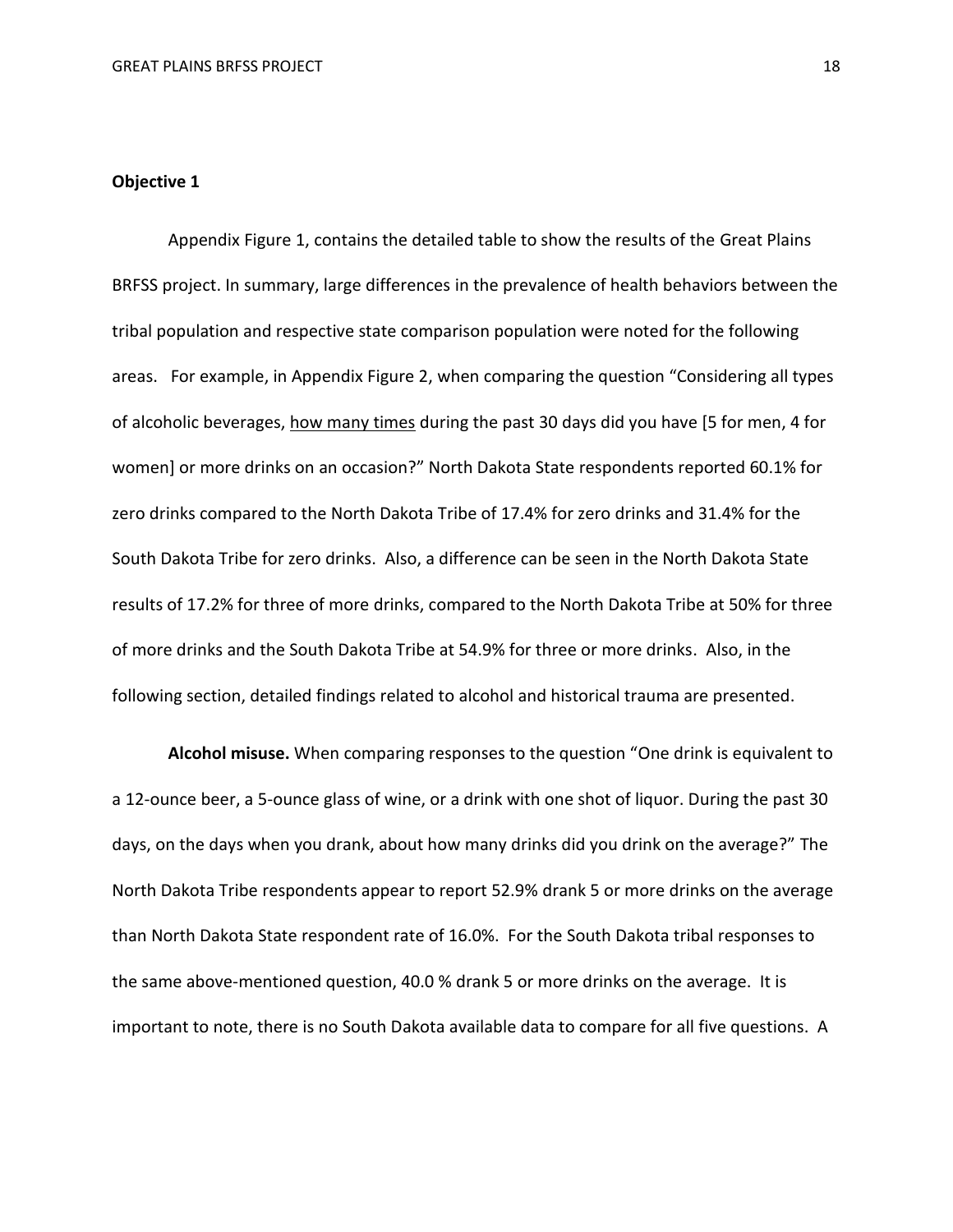**Objective 1**

Appendix Figure 1, contains the detailed table to show the results of the Great Plains BRFSS project. In summary, large differences in the prevalence of health behaviors between the tribal population and respective state comparison population were noted for the following areas. For example, in Appendix Figure 2, when comparing the question "Considering all types of alcoholic beverages, <u>how many times</u> during the past 30 days did you have [5 for men, 4 for women] or more drinks on an occasion?" North Dakota State respondents reported 60.1% for zero drinks compared to the North Dakota Tribe of 17.4% for zero drinks and 31.4% for the South Dakota Tribe for zero drinks. Also, a difference can be seen in the North Dakota State results of 17.2% for three of more drinks, compared to the North Dakota Tribe at 50% for three of more drinks and the South Dakota Tribe at 54.9% for three or more drinks. Also, in the following section, detailed findings related to alcohol and historical trauma are presented.

**Alcohol misuse.** When comparing responses to the question "One drink is equivalent to a 12-ounce beer, a 5-ounce glass of wine, or a drink with one shot of liquor. During the past 30 days, on the days when you drank, about how many drinks did you drink on the average?" The North Dakota Tribe respondents appear to report 52.9% drank 5 or more drinks on the average than North Dakota State respondent rate of 16.0%. For the South Dakota tribal responses to the same above-mentioned question, 40.0 % drank 5 or more drinks on the average. It is important to note, there is no South Dakota available data to compare for all five questions. A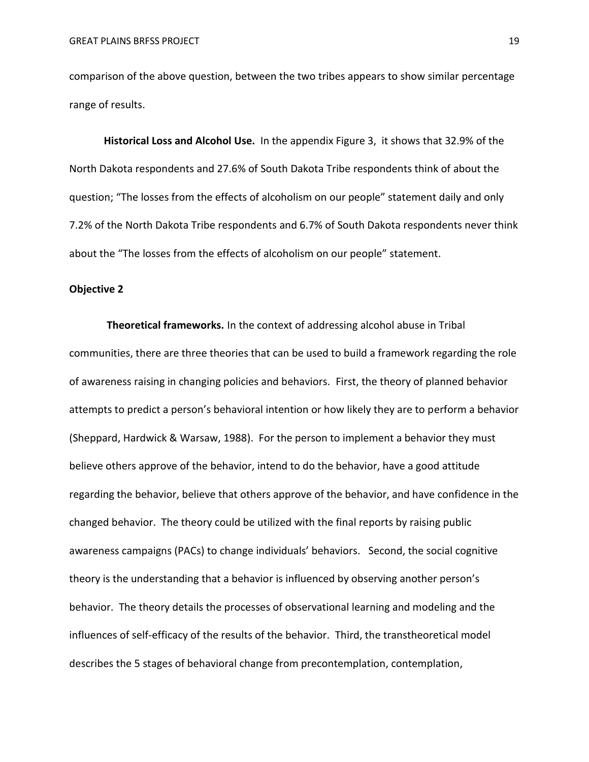comparison of the above question, between the two tribes appears to show similar percentage range of results.

**Historical Loss and Alcohol Use.** In the appendix Figure 3, it shows that 32.9% of the North Dakota respondents and 27.6% of South Dakota Tribe respondents think of about the question; “The losses from the effects of alcoholism on our people” statement daily and only 7.2% of the North Dakota Tribe respondents and 6.7% of South Dakota respondents never think about the “The losses from the effects of alcoholism on our people” statement.

**Objective 2**

**Theoretical frameworks.** In the context of addressing alcohol abuse in Tribal communities, there are three theories that can be used to build a framework regarding the role of awareness raising in changing policies and behaviors. First, the theory of planned behavior attempts to predict a person’s behavioral intention or how likely they are to perform a behavior (Sheppard, Hardwick & Warsaw, 1988). For the person to implement a behavior they must believe others approve of the behavior, intend to do the behavior, have a good attitude regarding the behavior, believe that others approve of the behavior, and have confidence in the changed behavior. The theory could be utilized with the final reports by raising public awareness campaigns (PACs) to change individuals’ behaviors. Second, the social cognitive theory is the understanding that a behavior is influenced by observing another person’s behavior. The theory details the processes of observational learning and modeling and the influences of self-efficacy of the results of the behavior. Third, the transtheoretical model describes the 5 stages of behavioral change from precontemplation, contemplation,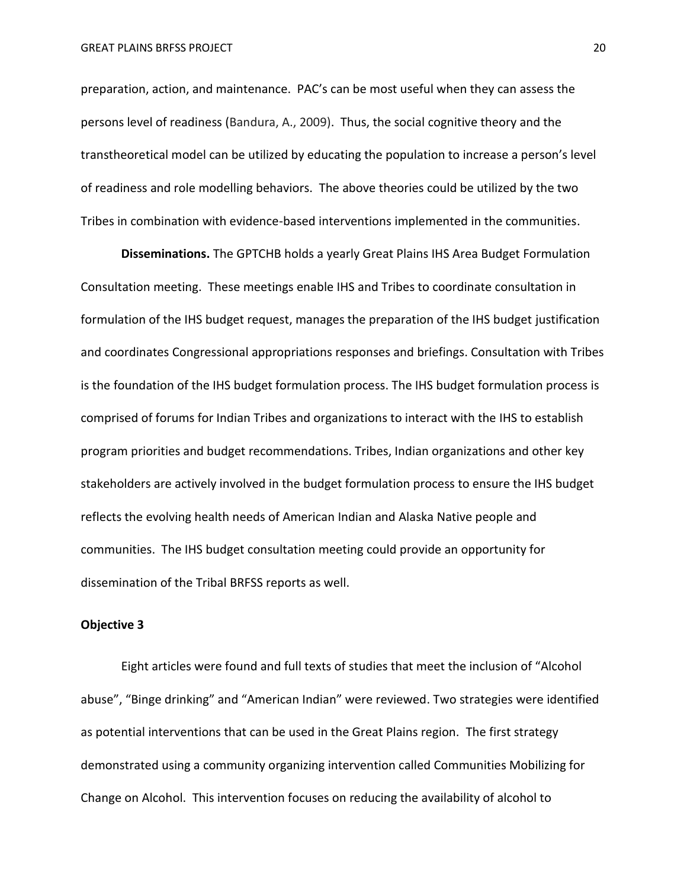preparation, action, and maintenance. PAC's can be most useful when they can assess the persons level of readiness (Bandura, A., 2009). Thus, the social cognitive theory and the transtheoretical model can be utilized by educating the population to increase a person's level of readiness and role modelling behaviors. The above theories could be utilized by the two Tribes in combination with evidence-based interventions implemented in the communities.

**Disseminations.** The GPTCHB holds a yearly Great Plains IHS Area Budget Formulation Consultation meeting. These meetings enable IHS and Tribes to coordinate consultation in formulation of the IHS budget request, manages the preparation of the IHS budget justification and coordinates Congressional appropriations responses and briefings. Consultation with Tribes is the foundation of the IHS budget formulation process. The IHS budget formulation process is comprised of forums for Indian Tribes and organizations to interact with the IHS to establish program priorities and budget recommendations. Tribes, Indian organizations and other key stakeholders are actively involved in the budget formulation process to ensure the IHS budget reflects the evolving health needs of American Indian and Alaska Native people and communities. The IHS budget consultation meeting could provide an opportunity for dissemination of the Tribal BRFSS reports as well.

**Objective 3**

Eight articles were found and full texts of studies that meet the inclusion of "Alcohol abuse", "Binge drinking" and "American Indian" were reviewed. Two strategies were identified as potential interventions that can be used in the Great Plains region. The first strategy demonstrated using a community organizing intervention called Communities Mobilizing for Change on Alcohol. This intervention focuses on reducing the availability of alcohol to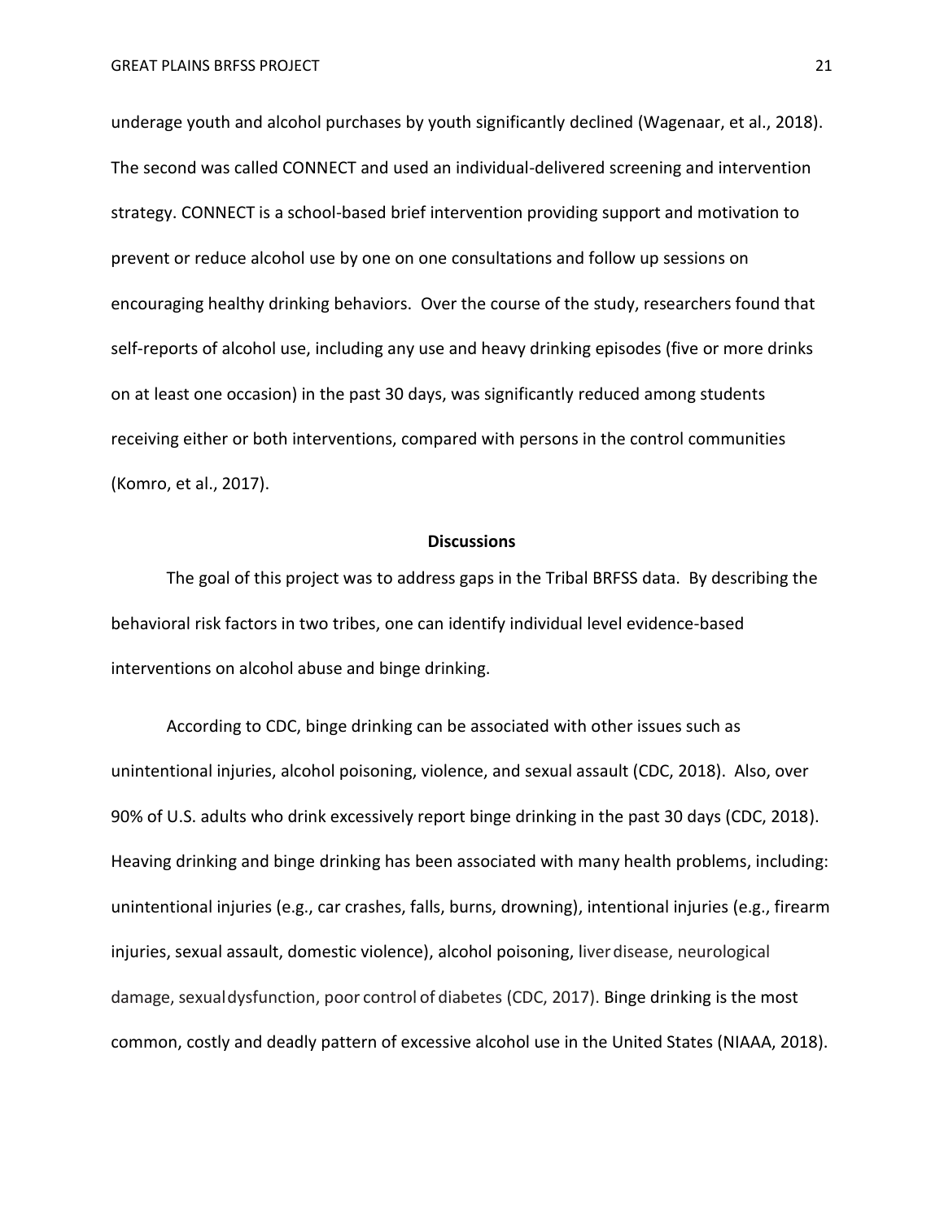underage youth and alcohol purchases by youth significantly declined (Wagenaar, et al., 2018). The second was called CONNECT and used an individual-delivered screening and intervention strategy. CONNECT is a school-based brief intervention providing support and motivation to prevent or reduce alcohol use by one on one consultations and follow up sessions on encouraging healthy drinking behaviors. Over the course of the study, researchers found that self-reports of alcohol use, including any use and heavy drinking episodes (five or more drinks on at least one occasion) in the past 30 days, was significantly reduced among students receiving either or both interventions, compared with persons in the control communities (Komro, et al., 2017).

## Discussions

The goal of this project was to address gaps in the Tribal BRFSS data. By describing the behavioral risk factors in two tribes, one can identify individual level evidence-based interventions on alcohol abuse and binge drinking.

According to CDC, binge drinking can be associated with other issues such as unintentional injuries, alcohol poisoning, violence, and sexual assault (CDC, 2018). Also, over 90% of U.S. adults who drink excessively report binge drinking in the past 30 days (CDC, 2018). Heaving drinking and binge drinking has been associated with many health problems, including: unintentional injuries (e.g., car crashes, falls, burns, drowning), intentional injuries (e.g., firearm injuries, sexual assault, domestic violence), alcohol poisoning, liver disease, neurological damage, sexual dysfunction, poor control of diabetes (CDC, 2017). Binge drinking is the most common, costly and deadly pattern of excessive alcohol use in the United States (NIAAA, 2018).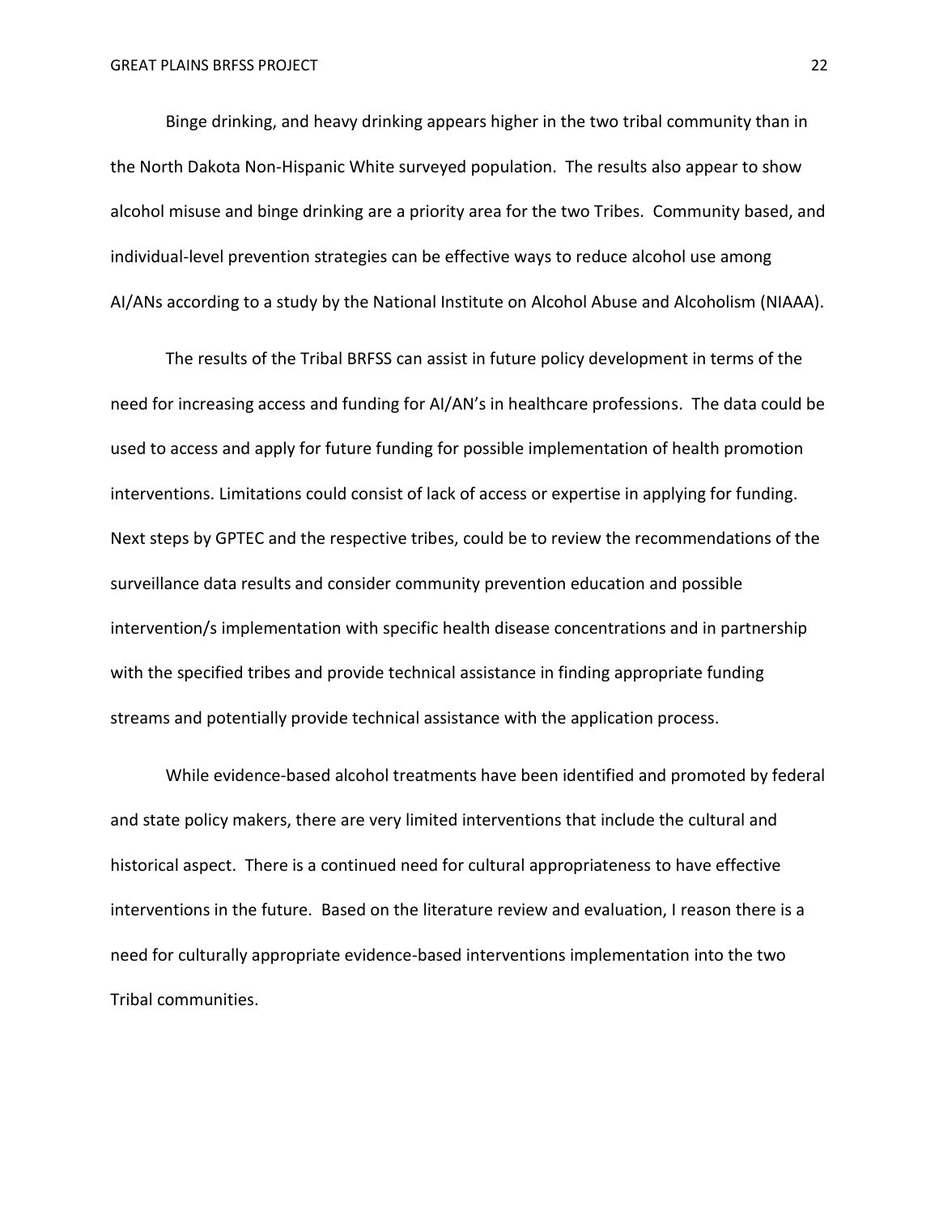Binge drinking, and heavy drinking appears higher in the two tribal community than in the North Dakota Non-Hispanic White surveyed population. The results also appear to show alcohol misuse and binge drinking are a priority area for the two Tribes. Community based, and individual-level prevention strategies can be effective ways to reduce alcohol use among AI/ANs according to a study by the National Institute on Alcohol Abuse and Alcoholism (NIAAA).

The results of the Tribal BRFSS can assist in future policy development in terms of the need for increasing access and funding for AI/AN's in healthcare professions. The data could be used to access and apply for future funding for possible implementation of health promotion interventions. Limitations could consist of lack of access or expertise in applying for funding. Next steps by GPTEC and the respective tribes, could be to review the recommendations of the surveillance data results and consider community prevention education and possible intervention/s implementation with specific health disease concentrations and in partnership with the specified tribes and provide technical assistance in finding appropriate funding streams and potentially provide technical assistance with the application process.

While evidence-based alcohol treatments have been identified and promoted by federal and state policy makers, there are very limited interventions that include the cultural and historical aspect. There is a continued need for cultural appropriateness to have effective interventions in the future. Based on the literature review and evaluation, I reason there is a need for culturally appropriate evidence-based interventions implementation into the two Tribal communities.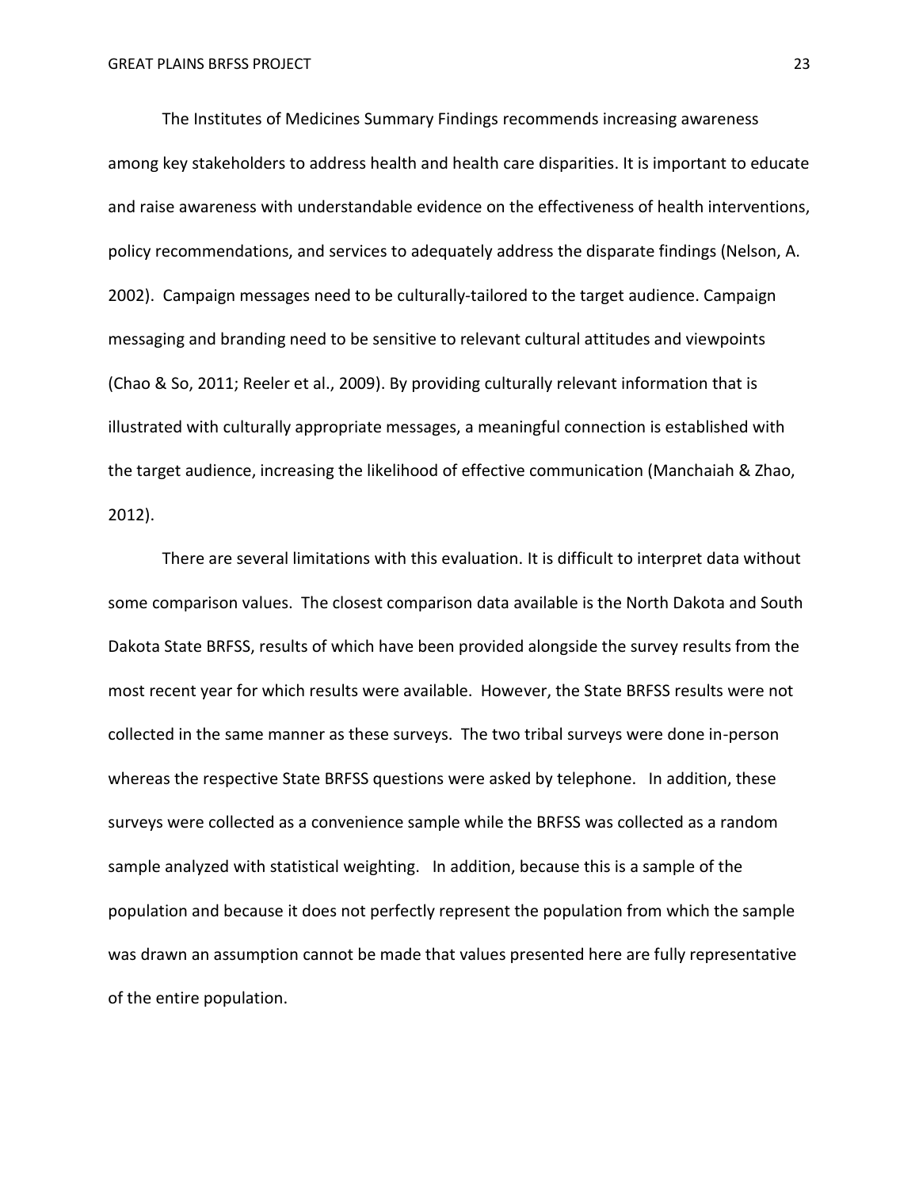The Institutes of Medicines Summary Findings recommends increasing awareness among key stakeholders to address health and health care disparities. It is important to educate and raise awareness with understandable evidence on the effectiveness of health interventions, policy recommendations, and services to adequately address the disparate findings (Nelson, A. 2002). Campaign messages need to be culturally-tailored to the target audience. Campaign messaging and branding need to be sensitive to relevant cultural attitudes and viewpoints (Chao & So, 2011; Reeler et al., 2009). By providing culturally relevant information that is illustrated with culturally appropriate messages, a meaningful connection is established with the target audience, increasing the likelihood of effective communication (Manchaiah & Zhao, 2012).

There are several limitations with this evaluation. It is difficult to interpret data without some comparison values. The closest comparison data available is the North Dakota and South Dakota State BRFSS, results of which have been provided alongside the survey results from the most recent year for which results were available. However, the State BRFSS results were not collected in the same manner as these surveys. The two tribal surveys were done in-person whereas the respective State BRFSS questions were asked by telephone. In addition, these surveys were collected as a convenience sample while the BRFSS was collected as a random sample analyzed with statistical weighting. In addition, because this is a sample of the population and because it does not perfectly represent the population from which the sample was drawn an assumption cannot be made that values presented here are fully representative of the entire population.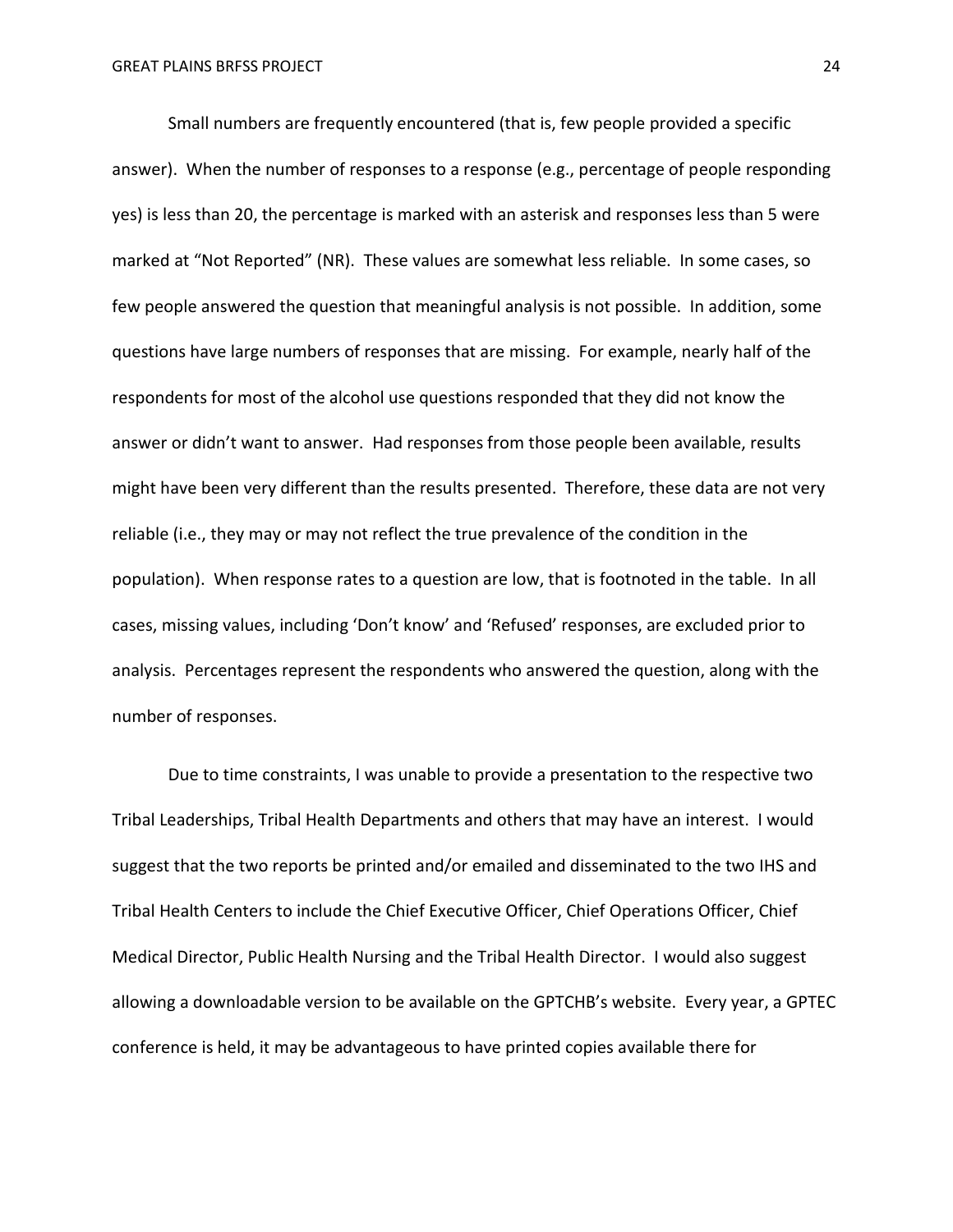Small numbers are frequently encountered (that is, few people provided a specific answer). When the number of responses to a response (e.g., percentage of people responding yes) is less than 20, the percentage is marked with an asterisk and responses less than 5 were marked at "Not Reported" (NR). These values are somewhat less reliable. In some cases, so few people answered the question that meaningful analysis is not possible. In addition, some questions have large numbers of responses that are missing. For example, nearly half of the respondents for most of the alcohol use questions responded that they did not know the answer or didn't want to answer. Had responses from those people been available, results might have been very different than the results presented. Therefore, these data are not very reliable (i.e., they may or may not reflect the true prevalence of the condition in the population). When response rates to a question are low, that is footnoted in the table. In all cases, missing values, including 'Don't know' and 'Refused' responses, are excluded prior to analysis. Percentages represent the respondents who answered the question, along with the number of responses.

Due to time constraints, I was unable to provide a presentation to the respective two Tribal Leaderships, Tribal Health Departments and others that may have an interest. I would suggest that the two reports be printed and/or emailed and disseminated to the two IHS and Tribal Health Centers to include the Chief Executive Officer, Chief Operations Officer, Chief Medical Director, Public Health Nursing and the Tribal Health Director. I would also suggest allowing a downloadable version to be available on the GPTCHB's website. Every year, a GPTEC conference is held, it may be advantageous to have printed copies available there for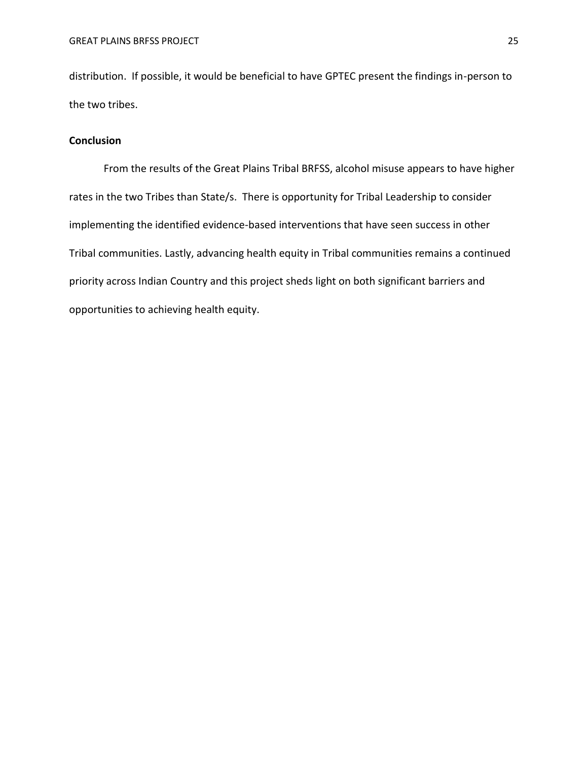distribution. If possible, it would be beneficial to have GPTEC present the findings in-person to the two tribes.

## Conclusion

From the results of the Great Plains Tribal BRFSS, alcohol misuse appears to have higher rates in the two Tribes than State/s. There is opportunity for Tribal Leadership to consider implementing the identified evidence-based interventions that have seen success in other Tribal communities. Lastly, advancing health equity in Tribal communities remains a continued priority across Indian Country and this project sheds light on both significant barriers and opportunities to achieving health equity.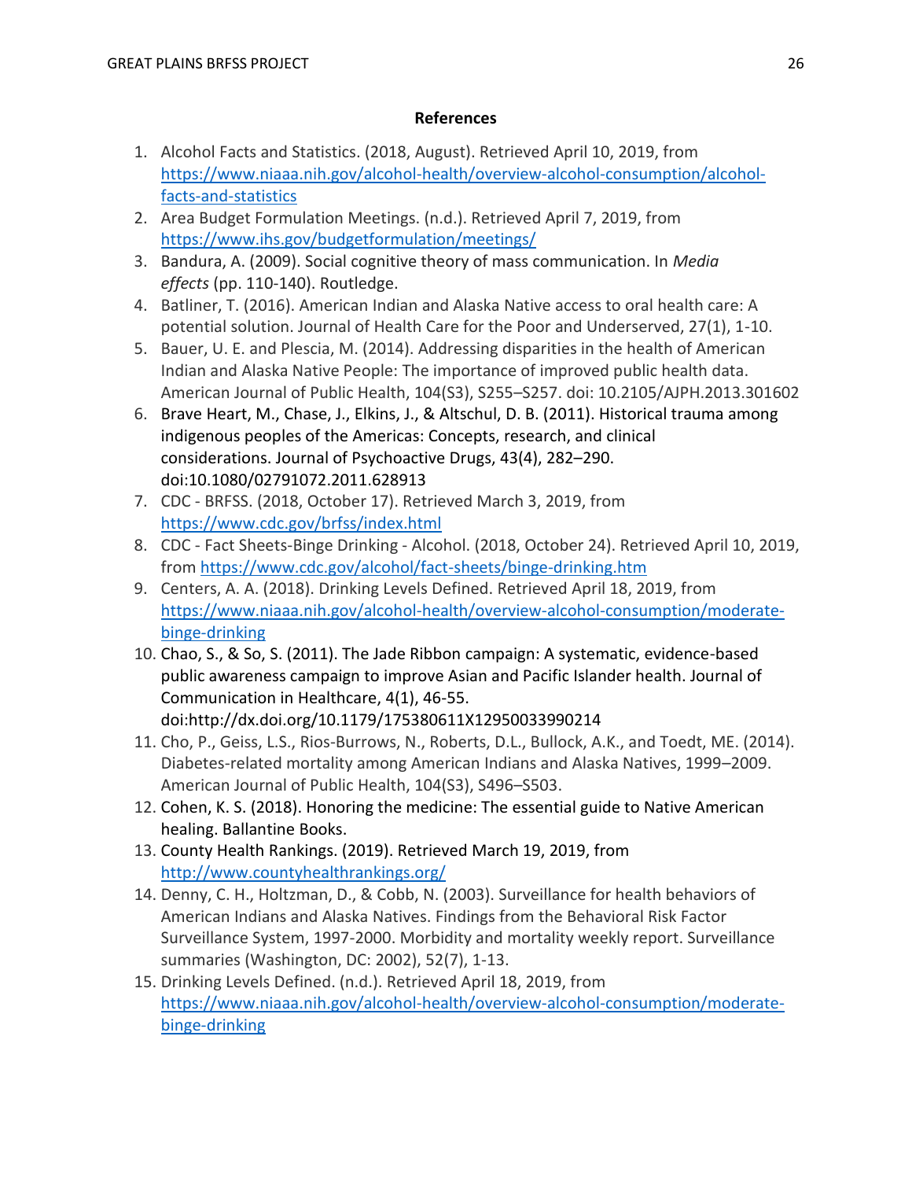## References

1. Alcohol Facts and Statistics. (2018, August). Retrieved April 10, 2019, from https://www.niaaa.nih.gov/alcohol-health/overview-alcohol-consumption/alcohol-facts-and-statistics
2. Area Budget Formulation Meetings. (n.d.). Retrieved April 7, 2019, from https://www.ihs.gov/budgetformulation/meetings/
3. Bandura, A. (2009). Social cognitive theory of mass communication. In *Media effects* (pp. 110-140). Routledge.
4. Batliner, T. (2016). American Indian and Alaska Native access to oral health care: A potential solution. Journal of Health Care for the Poor and Underserved, 27(1), 1-10.
5. Bauer, U. E. and Plescia, M. (2014). Addressing disparities in the health of American Indian and Alaska Native People: The importance of improved public health data. American Journal of Public Health, 104(S3), S255–S257. doi: 10.2105/AJPH.2013.301602
6. Brave Heart, M., Chase, J., Elkins, J., & Altschul, D. B. (2011). Historical trauma among indigenous peoples of the Americas: Concepts, research, and clinical considerations. Journal of Psychoactive Drugs, 43(4), 282–290. doi:10.1080/02791072.2011.628913
7. CDC - BRFSS. (2018, October 17). Retrieved March 3, 2019, from https://www.cdc.gov/brfss/index.html
8. CDC - Fact Sheets-Binge Drinking - Alcohol. (2018, October 24). Retrieved April 10, 2019, from https://www.cdc.gov/alcohol/fact-sheets/binge-drinking.htm
9. Centers, A. A. (2018). Drinking Levels Defined. Retrieved April 18, 2019, from https://www.niaaa.nih.gov/alcohol-health/overview-alcohol-consumption/moderate-binge-drinking
10. Chao, S., & So, S. (2011). The Jade Ribbon campaign: A systematic, evidence-based public awareness campaign to improve Asian and Pacific Islander health. Journal of Communication in Healthcare, 4(1), 46-55. doi:http://dx.doi.org/10.1179/175380611X12950033990214
11. Cho, P., Geiss, L.S., Rios-Burrows, N., Roberts, D.L., Bullock, A.K., and Toedt, ME. (2014). Diabetes-related mortality among American Indians and Alaska Natives, 1999–2009. American Journal of Public Health, 104(S3), S496–S503.
12. Cohen, K. S. (2018). Honoring the medicine: The essential guide to Native American healing. Ballantine Books.
13. County Health Rankings. (2019). Retrieved March 19, 2019, from http://www.countyhealthrankings.org/
14. Denny, C. H., Holtzman, D., & Cobb, N. (2003). Surveillance for health behaviors of American Indians and Alaska Natives. Findings from the Behavioral Risk Factor Surveillance System, 1997-2000. Morbidity and mortality weekly report. Surveillance summaries (Washington, DC: 2002), 52(7), 1-13.
15. Drinking Levels Defined. (n.d.). Retrieved April 18, 2019, from https://www.niaaa.nih.gov/alcohol-health/overview-alcohol-consumption/moderate-binge-drinking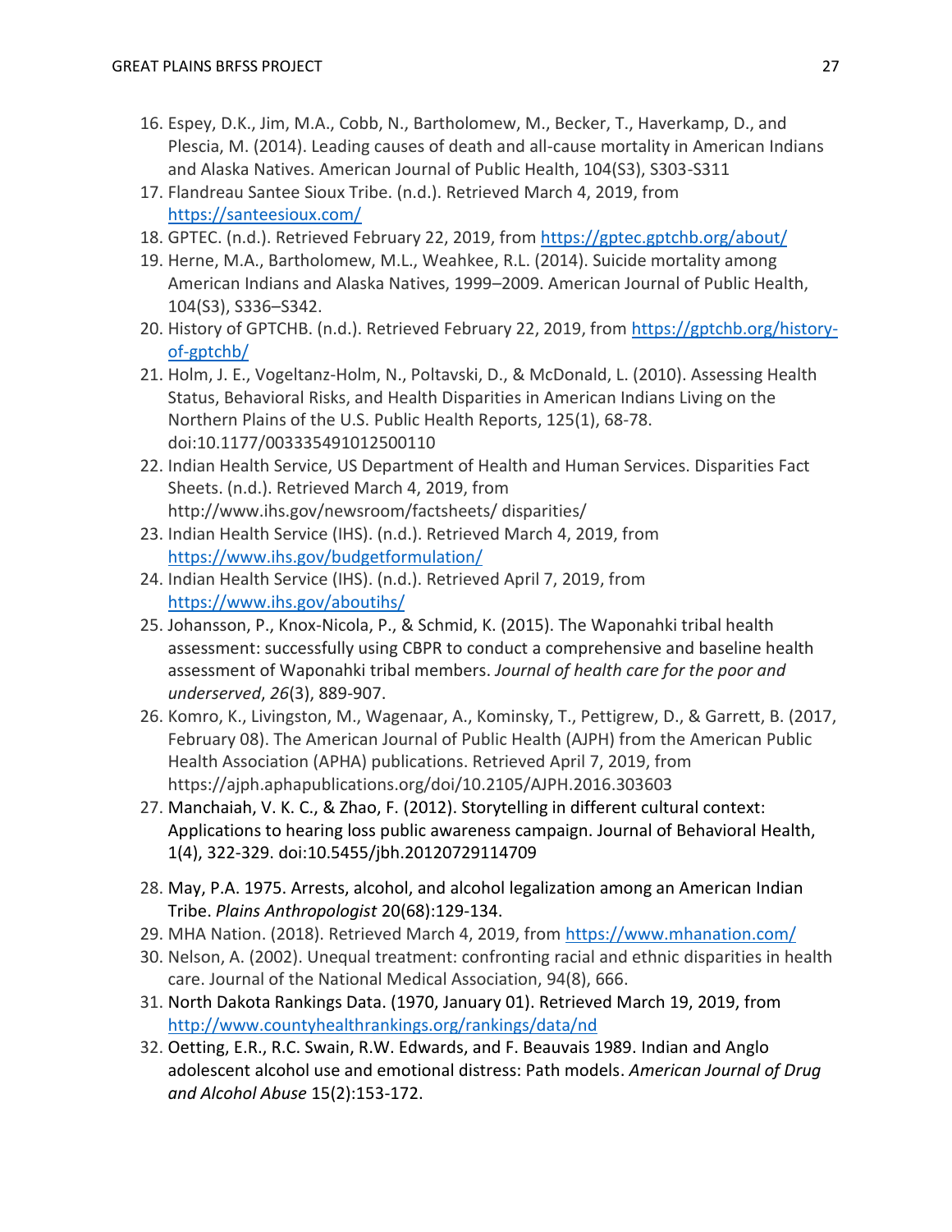16. Espey, D.K., Jim, M.A., Cobb, N., Bartholomew, M., Becker, T., Haverkamp, D., and Plescia, M. (2014). Leading causes of death and all-cause mortality in American Indians and Alaska Natives. American Journal of Public Health, 104(S3), S303-S311
17. Flandreau Santee Sioux Tribe. (n.d.). Retrieved March 4, 2019, from https://santeesioux.com/
18. GPTEC. (n.d.). Retrieved February 22, 2019, from https://gptec.gptchb.org/about/
19. Herne, M.A., Bartholomew, M.L., Weahkee, R.L. (2014). Suicide mortality among American Indians and Alaska Natives, 1999–2009. American Journal of Public Health, 104(S3), S336–S342.
20. History of GPTCHB. (n.d.). Retrieved February 22, 2019, from https://gptchb.org/history-of-gptchb/
21. Holm, J. E., Vogeltanz-Holm, N., Poltavski, D., & McDonald, L. (2010). Assessing Health Status, Behavioral Risks, and Health Disparities in American Indians Living on the Northern Plains of the U.S. Public Health Reports, 125(1), 68-78. doi:10.1177/003335491012500110
22. Indian Health Service, US Department of Health and Human Services. Disparities Fact Sheets. (n.d.). Retrieved March 4, 2019, from http://www.ihs.gov/newsroom/factsheets/ disparities/
23. Indian Health Service (IHS). (n.d.). Retrieved March 4, 2019, from https://www.ihs.gov/budgetformulation/
24. Indian Health Service (IHS). (n.d.). Retrieved April 7, 2019, from https://www.ihs.gov/aboutihs/
25. Johansson, P., Knox-Nicola, P., & Schmid, K. (2015). The Waponahki tribal health assessment: successfully using CBPR to conduct a comprehensive and baseline health assessment of Waponahki tribal members. *Journal of health care for the poor and underserved*, *26*(3), 889-907.
26. Komro, K., Livingston, M., Wagenaar, A., Kominsky, T., Pettigrew, D., & Garrett, B. (2017, February 08). The American Journal of Public Health (AJPH) from the American Public Health Association (APHA) publications. Retrieved April 7, 2019, from https://ajph.aphapublications.org/doi/10.2105/AJPH.2016.303603
27. Manchaiah, V. K. C., & Zhao, F. (2012). Storytelling in different cultural context: Applications to hearing loss public awareness campaign. Journal of Behavioral Health, 1(4), 322-329. doi:10.5455/jbh.20120729114709
28. May, P.A. 1975. Arrests, alcohol, and alcohol legalization among an American Indian Tribe. *Plains Anthropologist* 20(68):129-134.
29. MHA Nation. (2018). Retrieved March 4, 2019, from https://www.mhanation.com/
30. Nelson, A. (2002). Unequal treatment: confronting racial and ethnic disparities in health care. Journal of the National Medical Association, 94(8), 666.
31. North Dakota Rankings Data. (1970, January 01). Retrieved March 19, 2019, from http://www.countyhealthrankings.org/rankings/data/nd
32. Oetting, E.R., R.C. Swain, R.W. Edwards, and F. Beauvais 1989. Indian and Anglo adolescent alcohol use and emotional distress: Path models. *American Journal of Drug and Alcohol Abuse* 15(2):153-172.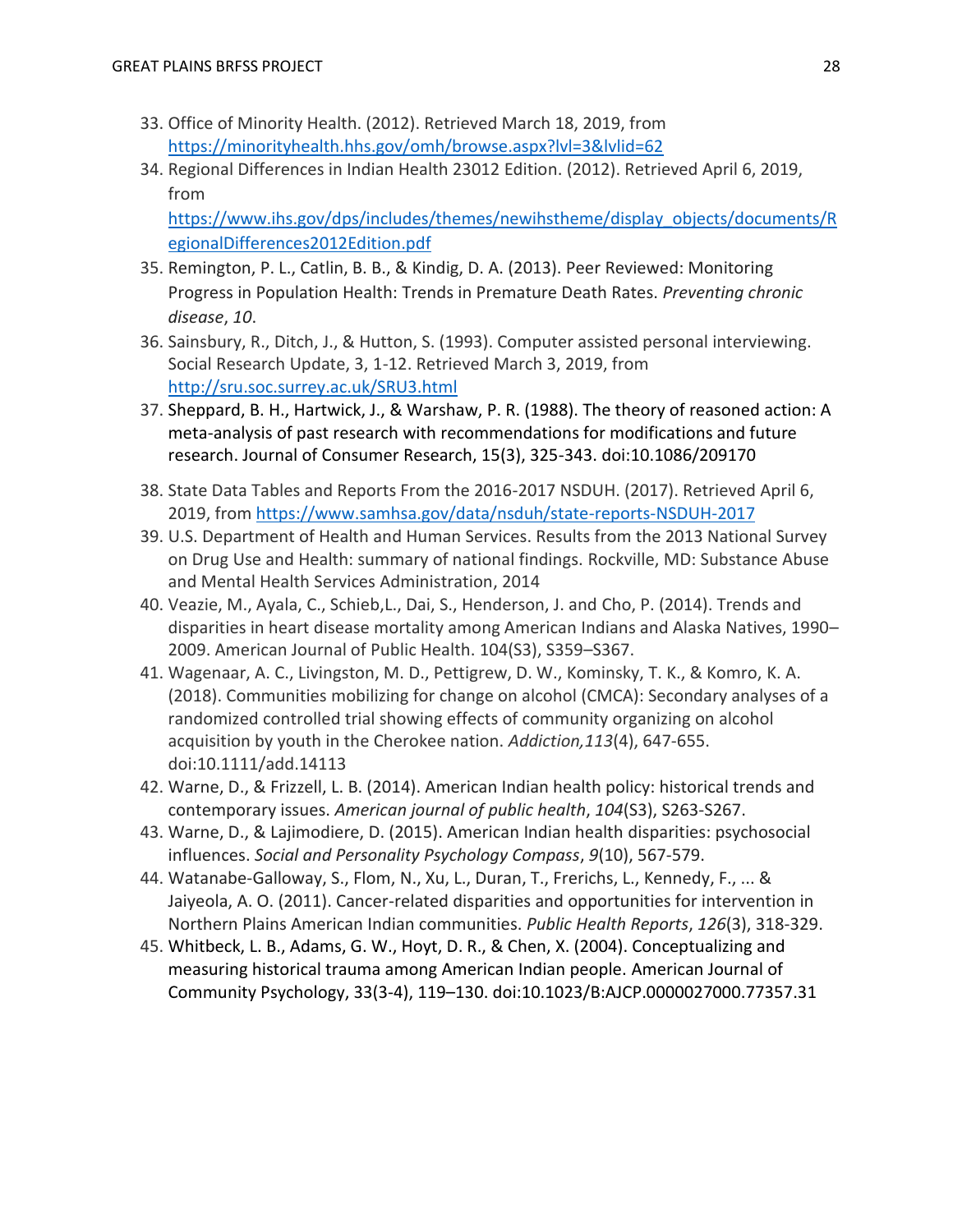33. Office of Minority Health. (2012). Retrieved March 18, 2019, from https://minorityhealth.hhs.gov/omh/browse.aspx?lvl=3&lvlid=62
34. Regional Differences in Indian Health 23012 Edition. (2012). Retrieved April 6, 2019, from https://www.ihs.gov/dps/includes/themes/newihstheme/display_objects/documents/RegionalDifferences2012Edition.pdf
35. Remington, P. L., Catlin, B. B., & Kindig, D. A. (2013). Peer Reviewed: Monitoring Progress in Population Health: Trends in Premature Death Rates. *Preventing chronic disease*, *10*.
36. Sainsbury, R., Ditch, J., & Hutton, S. (1993). Computer assisted personal interviewing. Social Research Update, 3, 1-12. Retrieved March 3, 2019, from http://sru.soc.surrey.ac.uk/SRU3.html
37. Sheppard, B. H., Hartwick, J., & Warshaw, P. R. (1988). The theory of reasoned action: A meta-analysis of past research with recommendations for modifications and future research. Journal of Consumer Research, 15(3), 325-343. doi:10.1086/209170
38. State Data Tables and Reports From the 2016-2017 NSDUH. (2017). Retrieved April 6, 2019, from https://www.samhsa.gov/data/nsduh/state-reports-NSDUH-2017
39. U.S. Department of Health and Human Services. Results from the 2013 National Survey on Drug Use and Health: summary of national findings. Rockville, MD: Substance Abuse and Mental Health Services Administration, 2014
40. Veazie, M., Ayala, C., Schieb,L., Dai, S., Henderson, J. and Cho, P. (2014). Trends and disparities in heart disease mortality among American Indians and Alaska Natives, 1990–2009. American Journal of Public Health. 104(S3), S359–S367.
41. Wagenaar, A. C., Livingston, M. D., Pettigrew, D. W., Kominsky, T. K., & Komro, K. A. (2018). Communities mobilizing for change on alcohol (CMCA): Secondary analyses of a randomized controlled trial showing effects of community organizing on alcohol acquisition by youth in the Cherokee nation. *Addiction,113*(4), 647-655. doi:10.1111/add.14113
42. Warne, D., & Frizzell, L. B. (2014). American Indian health policy: historical trends and contemporary issues. *American journal of public health*, *104*(S3), S263-S267.
43. Warne, D., & Lajimodiere, D. (2015). American Indian health disparities: psychosocial influences. *Social and Personality Psychology Compass*, *9*(10), 567-579.
44. Watanabe-Galloway, S., Flom, N., Xu, L., Duran, T., Frerichs, L., Kennedy, F., ... & Jaiyeola, A. O. (2011). Cancer-related disparities and opportunities for intervention in Northern Plains American Indian communities. *Public Health Reports*, *126*(3), 318-329.
45. Whitbeck, L. B., Adams, G. W., Hoyt, D. R., & Chen, X. (2004). Conceptualizing and measuring historical trauma among American Indian people. American Journal of Community Psychology, 33(3-4), 119–130. doi:10.1023/B:AJCP.0000027000.77357.31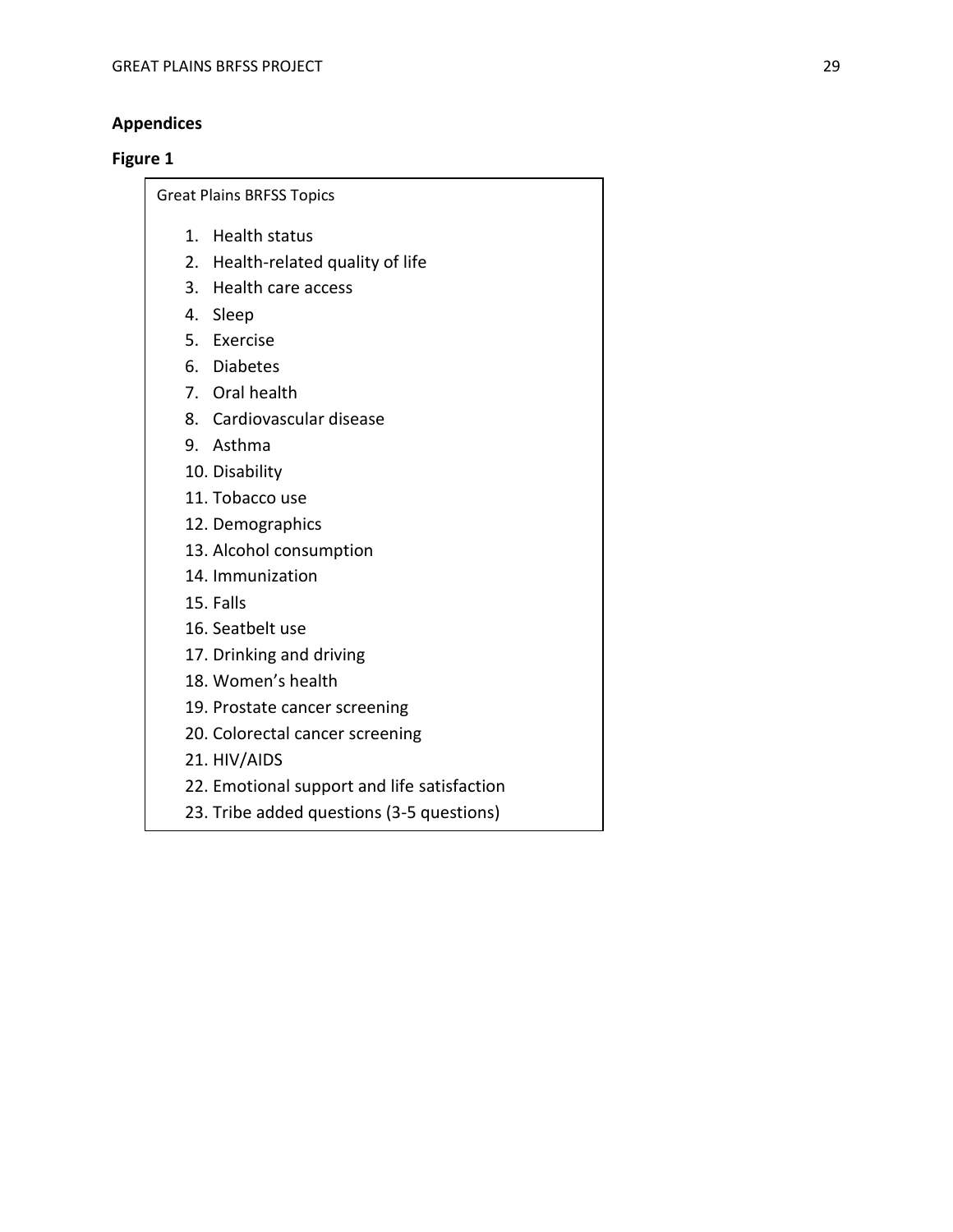## Appendices

### Figure 1

Great Plains BRFSS Topics

1. Health status
2. Health-related quality of life
3. Health care access
4. Sleep
5. Exercise
6. Diabetes
7. Oral health
8. Cardiovascular disease
9. Asthma
10. Disability
11. Tobacco use
12. Demographics
13. Alcohol consumption
14. Immunization
15. Falls
16. Seatbelt use
17. Drinking and driving
18. Women's health
19. Prostate cancer screening
20. Colorectal cancer screening
21. HIV/AIDS
22. Emotional support and life satisfaction
23. Tribe added questions (3-5 questions)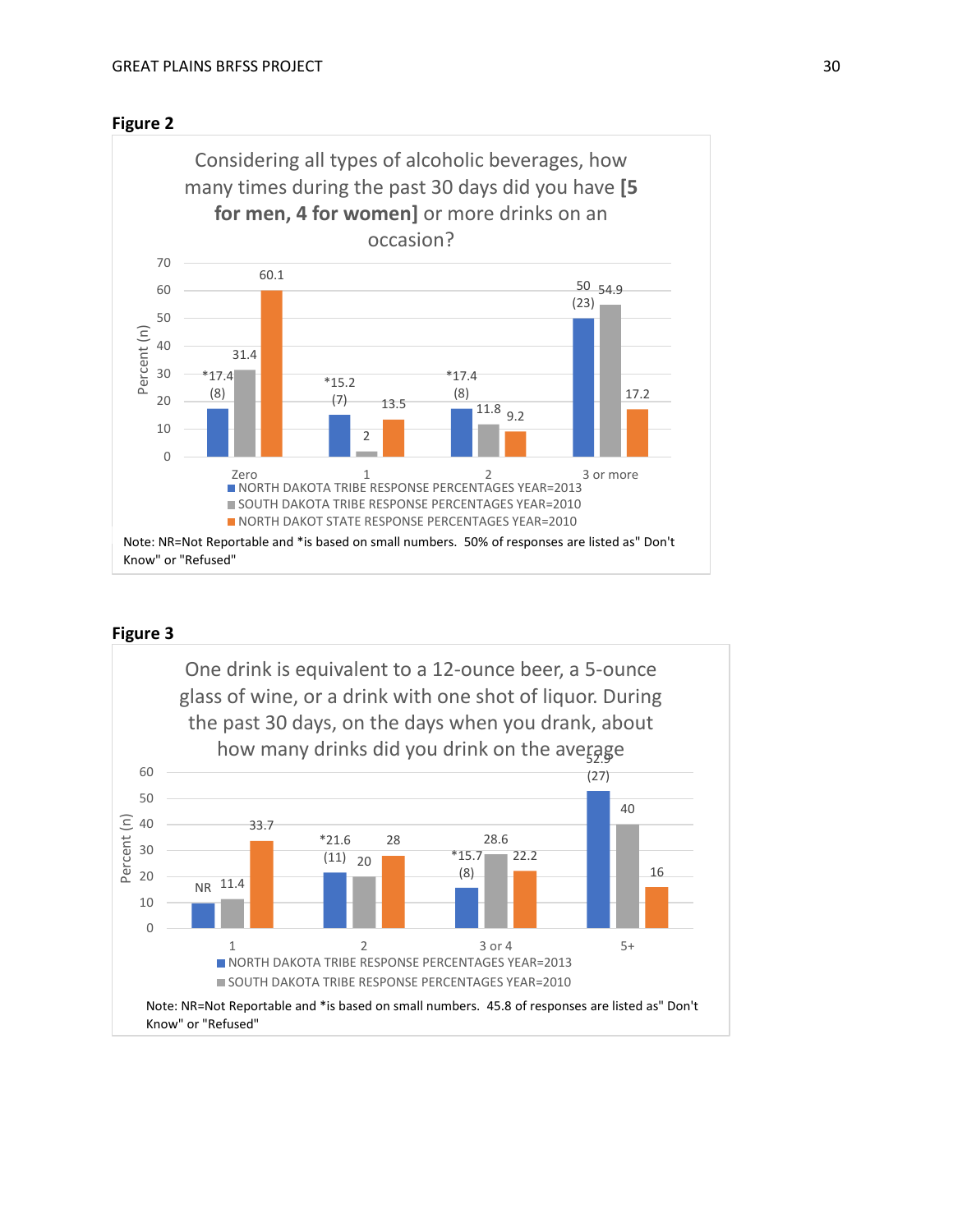**Figure 2**

Considering all types of alcoholic beverages, how many times during the past 30 days did you have **[5 for men, 4 for women]** or more drinks on an occasion?

| | Zero | 1 | 2 | 3 or more |
|---|---|---|---|---|
| NORTH DAKOTA TRIBE RESPONSE PERCENTAGES YEAR=2013 | *17.4 (8) | *15.2 (7) | *17.4 (8) | 50 (23) |
| SOUTH DAKOTA TRIBE RESPONSE PERCENTAGES YEAR=2010 | 31.4 | 2 | 11.8 | 54.9 |
| NORTH DAKOT STATE RESPONSE PERCENTAGES YEAR=2010 | 60.1 | 13.5 | 9.2 | 17.2 |

Note: NR=Not Reportable and *is based on small numbers. 50% of responses are listed as" Don't Know" or "Refused"

**Figure 3**

One drink is equivalent to a 12-ounce beer, a 5-ounce glass of wine, or a drink with one shot of liquor. During the past 30 days, on the days when you drank, about how many drinks did you drink on the average

| | 1 | 2 | 3 or 4 | 5+ |
|---|---|---|---|---|
| NORTH DAKOTA TRIBE RESPONSE PERCENTAGES YEAR=2013 | NR | *21.6 (11) | *15.7 (8) | 52.9 (27) |
| SOUTH DAKOTA TRIBE RESPONSE PERCENTAGES YEAR=2010 | 11.4 | 20 | 28.6 | 40 |
| (orange series) | 33.7 | 28 | 22.2 | 16 |

Note: NR=Not Reportable and *is based on small numbers. 45.8 of responses are listed as" Don't Know" or "Refused"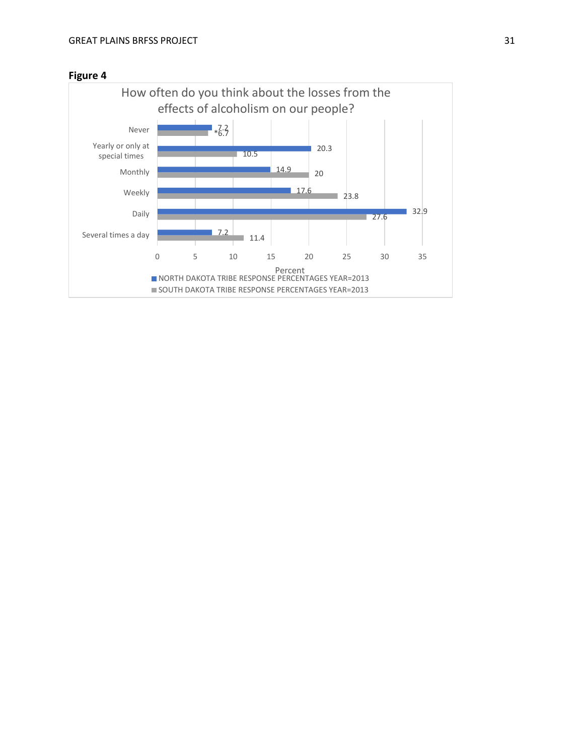**Figure 4**

How often do you think about the losses from the effects of alcoholism on our people?

| | NORTH DAKOTA TRIBE RESPONSE PERCENTAGES YEAR=2013 | SOUTH DAKOTA TRIBE RESPONSE PERCENTAGES YEAR=2013 |
|---|---|---|
| Never | 7.2 | *6.7 |
| Yearly or only at special times | 20.3 | 10.5 |
| Monthly | 14.9 | 20 |
| Weekly | 17.6 | 23.8 |
| Daily | 32.9 | 27.6 |
| Several times a day | 7.2 | 11.4 |

Percent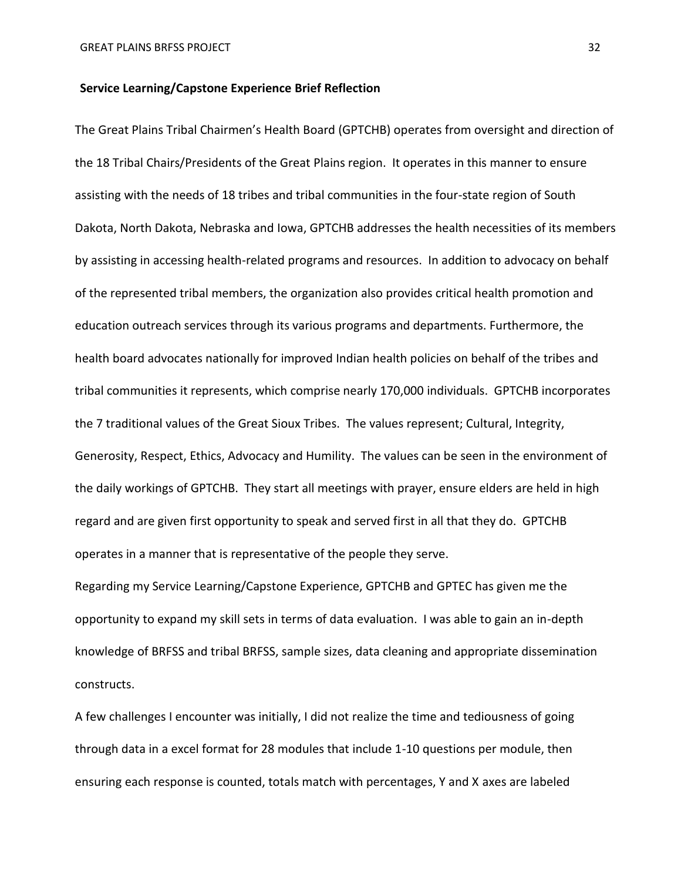**Service Learning/Capstone Experience Brief Reflection**

The Great Plains Tribal Chairmen's Health Board (GPTCHB) operates from oversight and direction of the 18 Tribal Chairs/Presidents of the Great Plains region. It operates in this manner to ensure assisting with the needs of 18 tribes and tribal communities in the four-state region of South Dakota, North Dakota, Nebraska and Iowa, GPTCHB addresses the health necessities of its members by assisting in accessing health-related programs and resources. In addition to advocacy on behalf of the represented tribal members, the organization also provides critical health promotion and education outreach services through its various programs and departments. Furthermore, the health board advocates nationally for improved Indian health policies on behalf of the tribes and tribal communities it represents, which comprise nearly 170,000 individuals. GPTCHB incorporates the 7 traditional values of the Great Sioux Tribes. The values represent; Cultural, Integrity, Generosity, Respect, Ethics, Advocacy and Humility. The values can be seen in the environment of the daily workings of GPTCHB. They start all meetings with prayer, ensure elders are held in high regard and are given first opportunity to speak and served first in all that they do. GPTCHB operates in a manner that is representative of the people they serve.

Regarding my Service Learning/Capstone Experience, GPTCHB and GPTEC has given me the opportunity to expand my skill sets in terms of data evaluation. I was able to gain an in-depth knowledge of BRFSS and tribal BRFSS, sample sizes, data cleaning and appropriate dissemination constructs.

A few challenges I encounter was initially, I did not realize the time and tediousness of going through data in a excel format for 28 modules that include 1-10 questions per module, then ensuring each response is counted, totals match with percentages, Y and X axes are labeled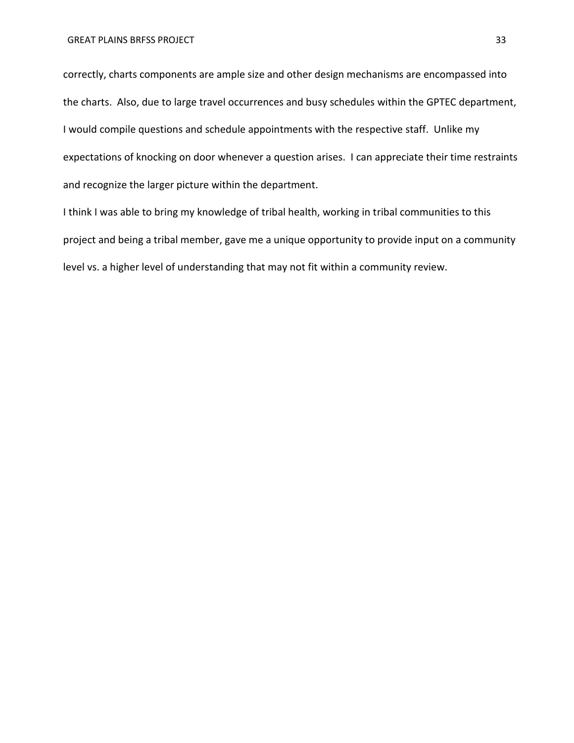correctly, charts components are ample size and other design mechanisms are encompassed into the charts. Also, due to large travel occurrences and busy schedules within the GPTEC department, I would compile questions and schedule appointments with the respective staff. Unlike my expectations of knocking on door whenever a question arises. I can appreciate their time restraints and recognize the larger picture within the department.

I think I was able to bring my knowledge of tribal health, working in tribal communities to this project and being a tribal member, gave me a unique opportunity to provide input on a community level vs. a higher level of understanding that may not fit within a community review.